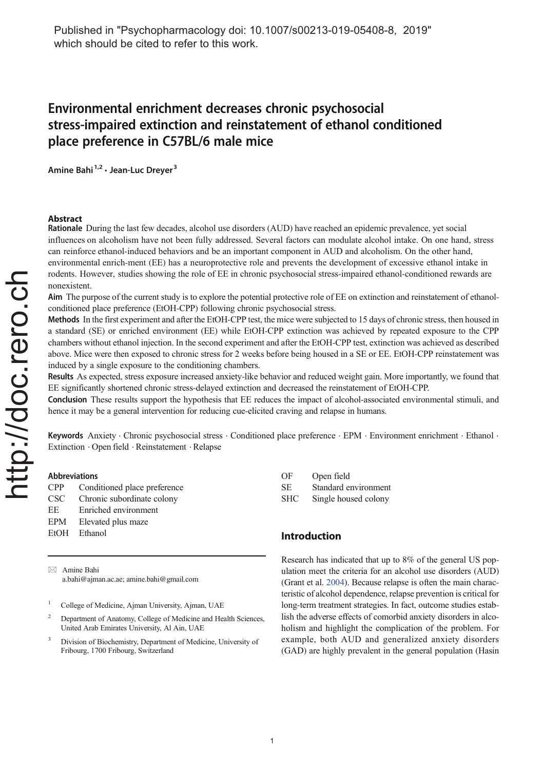Published in "Psychopharmacology doi: 10.1007/s00213-019-05408-8, 2019" which should be cited to refer to this work.

# Environmental enrichment decreases chronic psychosocial stress-impaired extinction and reinstatement of ethanol conditioned place preference in C57BL/6 male mice

**Amine Bahi**[1,2] **· Jean-Luc Dreyer**[3]

## Abstract

**Rationale** During the last few decades, alcohol use disorders (AUD) have reached an epidemic prevalence, yet social influences on alcoholism have not been fully addressed. Several factors can modulate alcohol intake. On one hand, stress can reinforce ethanol-induced behaviors and be an important component in AUD and alcoholism. On the other hand, environmental enrich-ment (EE) has a neuroprotective role and prevents the development of excessive ethanol intake in rodents. However, studies showing the role of EE in chronic psychosocial stress-impaired ethanol-conditioned rewards are nonexistent.

**Aim** The purpose of the current study is to explore the potential protective role of EE on extinction and reinstatement of ethanol-conditioned place preference (EtOH-CPP) following chronic psychosocial stress.

**Methods** In the first experiment and after the EtOH-CPP test, the mice were subjected to 15 days of chronic stress, then housed in a standard (SE) or enriched environment (EE) while EtOH-CPP extinction was achieved by repeated exposure to the CPP chambers without ethanol injection. In the second experiment and after the EtOH-CPP test, extinction was achieved as described above. Mice were then exposed to chronic stress for 2 weeks before being housed in a SE or EE. EtOH-CPP reinstatement was induced by a single exposure to the conditioning chambers.

**Results** As expected, stress exposure increased anxiety-like behavior and reduced weight gain. More importantly, we found that EE significantly shortened chronic stress-delayed extinction and decreased the reinstatement of EtOH-CPP.

**Conclusion** These results support the hypothesis that EE reduces the impact of alcohol-associated environmental stimuli, and hence it may be a general intervention for reducing cue-elicited craving and relapse in humans.

**Keywords** Anxiety · Chronic psychosocial stress · Conditioned place preference · EPM · Environment enrichment · Ethanol · Extinction · Open field · Reinstatement · Relapse

**Abbreviations**

| | |
|---|---|
| CPP | Conditioned place preference |
| CSC | Chronic subordinate colony |
| EE | Enriched environment |
| EPM | Elevated plus maze |
| EtOH | Ethanol |
| OF | Open field |
| SE | Standard environment |
| SHC | Single housed colony |

✉ Amine Bahi
a.bahi@ajman.ac.ae; amine.bahi@gmail.com

[1] College of Medicine, Ajman University, Ajman, UAE

[2] Department of Anatomy, College of Medicine and Health Sciences, United Arab Emirates University, Al Ain, UAE

[3] Division of Biochemistry, Department of Medicine, University of Fribourg, 1700 Fribourg, Switzerland

## Introduction

Research has indicated that up to 8% of the general US population meet the criteria for an alcohol use disorders (AUD) (Grant et al. 2004). Because relapse is often the main characteristic of alcohol dependence, relapse prevention is critical for long-term treatment strategies. In fact, outcome studies establish the adverse effects of comorbid anxiety disorders in alcoholism and highlight the complication of the problem. For example, both AUD and generalized anxiety disorders (GAD) are highly prevalent in the general population (Hasin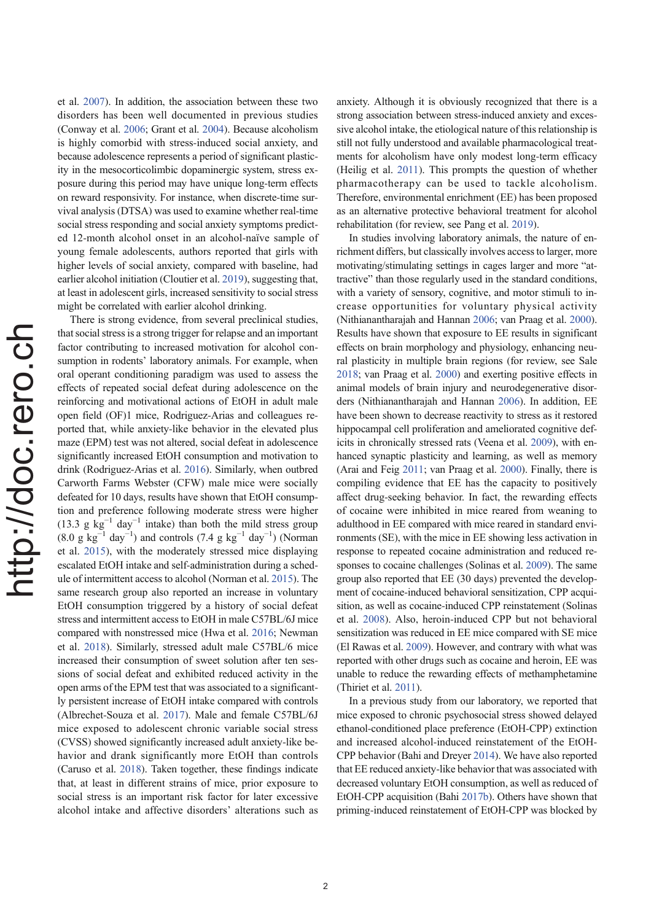et al. 2007). In addition, the association between these two disorders has been well documented in previous studies (Conway et al. 2006; Grant et al. 2004). Because alcoholism is highly comorbid with stress-induced social anxiety, and because adolescence represents a period of significant plasticity in the mesocorticolimbic dopaminergic system, stress exposure during this period may have unique long-term effects on reward responsivity. For instance, when discrete-time survival analysis (DTSA) was used to examine whether real-time social stress responding and social anxiety symptoms predicted 12-month alcohol onset in an alcohol-naïve sample of young female adolescents, authors reported that girls with higher levels of social anxiety, compared with baseline, had earlier alcohol initiation (Cloutier et al. 2019), suggesting that, at least in adolescent girls, increased sensitivity to social stress might be correlated with earlier alcohol drinking.

There is strong evidence, from several preclinical studies, that social stress is a strong trigger for relapse and an important factor contributing to increased motivation for alcohol consumption in rodents' laboratory animals. For example, when oral operant conditioning paradigm was used to assess the effects of repeated social defeat during adolescence on the reinforcing and motivational actions of EtOH in adult male open field (OF)1 mice, Rodriguez-Arias and colleagues reported that, while anxiety-like behavior in the elevated plus maze (EPM) test was not altered, social defeat in adolescence significantly increased EtOH consumption and motivation to drink (Rodriguez-Arias et al. 2016). Similarly, when outbred Carworth Farms Webster (CFW) male mice were socially defeated for 10 days, results have shown that EtOH consumption and preference following moderate stress were higher (13.3 g $kg^{-1}$ $day^{-1}$ intake) than both the mild stress group (8.0 g $kg^{-1}$ $day^{-1}$) and controls (7.4 g $kg^{-1}$ $day^{-1}$) (Norman et al. 2015), with the moderately stressed mice displaying escalated EtOH intake and self-administration during a schedule of intermittent access to alcohol (Norman et al. 2015). The same research group also reported an increase in voluntary EtOH consumption triggered by a history of social defeat stress and intermittent access to EtOH in male C57BL/6J mice compared with nonstressed mice (Hwa et al. 2016; Newman et al. 2018). Similarly, stressed adult male C57BL/6 mice increased their consumption of sweet solution after ten sessions of social defeat and exhibited reduced activity in the open arms of the EPM test that was associated to a significantly persistent increase of EtOH intake compared with controls (Albrecht-Souza et al. 2017). Male and female C57BL/6J mice exposed to adolescent chronic variable social stress (CVSS) showed significantly increased adult anxiety-like behavior and drank significantly more EtOH than controls (Caruso et al. 2018). Taken together, these findings indicate that, at least in different strains of mice, prior exposure to social stress is an important risk factor for later excessive alcohol intake and affective disorders' alterations such as anxiety. Although it is obviously recognized that there is a strong association between stress-induced anxiety and excessive alcohol intake, the etiological nature of this relationship is still not fully understood and available pharmacological treatments for alcoholism have only modest long-term efficacy (Heilig et al. 2011). This prompts the question of whether pharmacotherapy can be used to tackle alcoholism. Therefore, environmental enrichment (EE) has been proposed as an alternative protective behavioral treatment for alcohol rehabilitation (for review, see Pang et al. 2019).

In studies involving laboratory animals, the nature of enrichment differs, but classically involves access to larger, more motivating/stimulating settings in cages larger and more "attractive" than those regularly used in the standard conditions, with a variety of sensory, cognitive, and motor stimuli to increase opportunities for voluntary physical activity (Nithianantharajah and Hannan 2006; van Praag et al. 2000). Results have shown that exposure to EE results in significant effects on brain morphology and physiology, enhancing neural plasticity in multiple brain regions (for review, see Sale 2018; van Praag et al. 2000) and exerting positive effects in animal models of brain injury and neurodegenerative disorders (Nithianantharajah and Hannan 2006). In addition, EE have been shown to decrease reactivity to stress as it restored hippocampal cell proliferation and ameliorated cognitive deficits in chronically stressed rats (Veena et al. 2009), with enhanced synaptic plasticity and learning, as well as memory (Arai and Feig 2011; van Praag et al. 2000). Finally, there is compiling evidence that EE has the capacity to positively affect drug-seeking behavior. In fact, the rewarding effects of cocaine were inhibited in mice reared from weaning to adulthood in EE compared with mice reared in standard environments (SE), with the mice in EE showing less activation in response to repeated cocaine administration and reduced responses to cocaine challenges (Solinas et al. 2009). The same group also reported that EE (30 days) prevented the development of cocaine-induced behavioral sensitization, CPP acquisition, as well as cocaine-induced CPP reinstatement (Solinas et al. 2008). Also, heroin-induced CPP but not behavioral sensitization was reduced in EE mice compared with SE mice (El Rawas et al. 2009). However, and contrary with what was reported with other drugs such as cocaine and heroin, EE was unable to reduce the rewarding effects of methamphetamine (Thiriet et al. 2011).

In a previous study from our laboratory, we reported that mice exposed to chronic psychosocial stress showed delayed ethanol-conditioned place preference (EtOH-CPP) extinction and increased alcohol-induced reinstatement of the EtOH-CPP behavior (Bahi and Dreyer 2014). We have also reported that EE reduced anxiety-like behavior that was associated with decreased voluntary EtOH consumption, as well as reduced of EtOH-CPP acquisition (Bahi 2017b). Others have shown that priming-induced reinstatement of EtOH-CPP was blocked by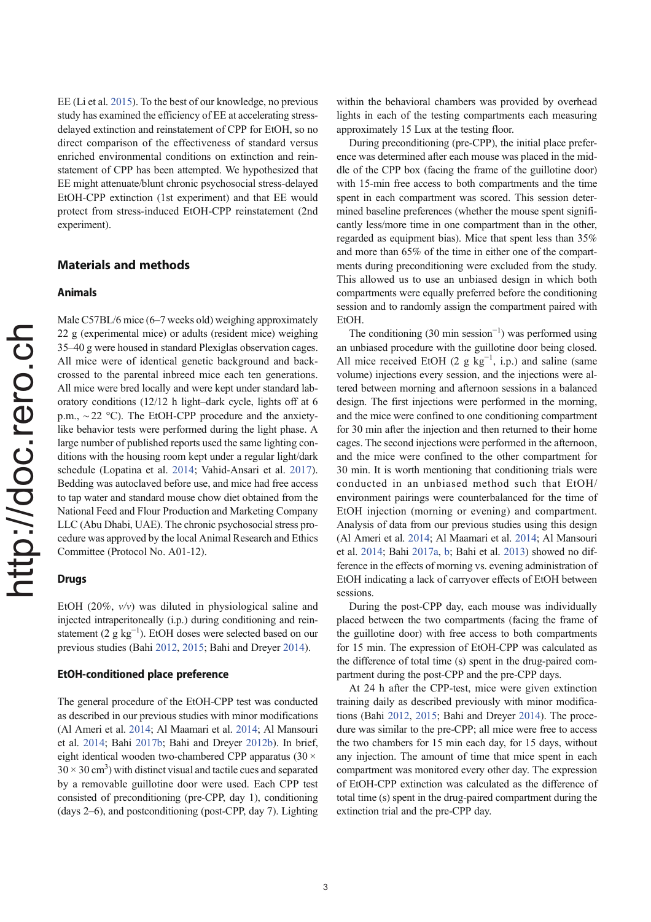EE (Li et al. 2015). To the best of our knowledge, no previous study has examined the efficiency of EE at accelerating stress-delayed extinction and reinstatement of CPP for EtOH, so no direct comparison of the effectiveness of standard versus enriched environmental conditions on extinction and reinstatement of CPP has been attempted. We hypothesized that EE might attenuate/blunt chronic psychosocial stress-delayed EtOH-CPP extinction (1st experiment) and that EE would protect from stress-induced EtOH-CPP reinstatement (2nd experiment).

## Materials and methods

### Animals

Male C57BL/6 mice (6–7 weeks old) weighing approximately 22 g (experimental mice) or adults (resident mice) weighing 35–40 g were housed in standard Plexiglas observation cages. All mice were of identical genetic background and back-crossed to the parental inbreed mice each ten generations. All mice were bred locally and were kept under standard laboratory conditions (12/12 h light–dark cycle, lights off at 6 p.m., ~22 °C). The EtOH-CPP procedure and the anxiety-like behavior tests were performed during the light phase. A large number of published reports used the same lighting conditions with the housing room kept under a regular light/dark schedule (Lopatina et al. 2014; Vahid-Ansari et al. 2017). Bedding was autoclaved before use, and mice had free access to tap water and standard mouse chow diet obtained from the National Feed and Flour Production and Marketing Company LLC (Abu Dhabi, UAE). The chronic psychosocial stress procedure was approved by the local Animal Research and Ethics Committee (Protocol No. A01-12).

### Drugs

EtOH (20%, *v/v*) was diluted in physiological saline and injected intraperitoneally (i.p.) during conditioning and reinstatement (2 g kg$^{-1}$). EtOH doses were selected based on our previous studies (Bahi 2012, 2015; Bahi and Dreyer 2014).

### EtOH-conditioned place preference

The general procedure of the EtOH-CPP test was conducted as described in our previous studies with minor modifications (Al Ameri et al. 2014; Al Maamari et al. 2014; Al Mansouri et al. 2014; Bahi 2017b; Bahi and Dreyer 2012b). In brief, eight identical wooden two-chambered CPP apparatus (30 × 30 × 30 cm$^3$) with distinct visual and tactile cues and separated by a removable guillotine door were used. Each CPP test consisted of preconditioning (pre-CPP, day 1), conditioning (days 2–6), and postconditioning (post-CPP, day 7). Lighting within the behavioral chambers was provided by overhead lights in each of the testing compartments each measuring approximately 15 Lux at the testing floor.

During preconditioning (pre-CPP), the initial place preference was determined after each mouse was placed in the middle of the CPP box (facing the frame of the guillotine door) with 15-min free access to both compartments and the time spent in each compartment was scored. This session determined baseline preferences (whether the mouse spent significantly less/more time in one compartment than in the other, regarded as equipment bias). Mice that spent less than 35% and more than 65% of the time in either one of the compartments during preconditioning were excluded from the study. This allowed us to use an unbiased design in which both compartments were equally preferred before the conditioning session and to randomly assign the compartment paired with EtOH.

The conditioning (30 min session$^{-1}$) was performed using an unbiased procedure with the guillotine door being closed. All mice received EtOH (2 g kg$^{-1}$, i.p.) and saline (same volume) injections every session, and the injections were altered between morning and afternoon sessions in a balanced design. The first injections were performed in the morning, and the mice were confined to one conditioning compartment for 30 min after the injection and then returned to their home cages. The second injections were performed in the afternoon, and the mice were confined to the other compartment for 30 min. It is worth mentioning that conditioning trials were conducted in an unbiased method such that EtOH/environment pairings were counterbalanced for the time of EtOH injection (morning or evening) and compartment. Analysis of data from our previous studies using this design (Al Ameri et al. 2014; Al Maamari et al. 2014; Al Mansouri et al. 2014; Bahi 2017a, b; Bahi et al. 2013) showed no difference in the effects of morning vs. evening administration of EtOH indicating a lack of carryover effects of EtOH between sessions.

During the post-CPP day, each mouse was individually placed between the two compartments (facing the frame of the guillotine door) with free access to both compartments for 15 min. The expression of EtOH-CPP was calculated as the difference of total time (s) spent in the drug-paired compartment during the post-CPP and the pre-CPP days.

At 24 h after the CPP-test, mice were given extinction training daily as described previously with minor modifications (Bahi 2012, 2015; Bahi and Dreyer 2014). The procedure was similar to the pre-CPP; all mice were free to access the two chambers for 15 min each day, for 15 days, without any injection. The amount of time that mice spent in each compartment was monitored every other day. The expression of EtOH-CPP extinction was calculated as the difference of total time (s) spent in the drug-paired compartment during the extinction trial and the pre-CPP day.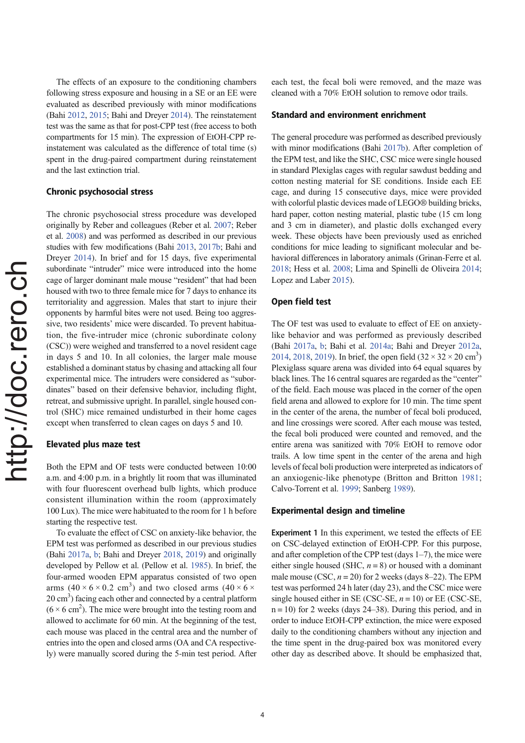The effects of an exposure to the conditioning chambers following stress exposure and housing in a SE or an EE were evaluated as described previously with minor modifications (Bahi 2012, 2015; Bahi and Dreyer 2014). The reinstatement test was the same as that for post-CPP test (free access to both compartments for 15 min). The expression of EtOH-CPP reinstatement was calculated as the difference of total time (s) spent in the drug-paired compartment during reinstatement and the last extinction trial.

## Chronic psychosocial stress

The chronic psychosocial stress procedure was developed originally by Reber and colleagues (Reber et al. 2007; Reber et al. 2008) and was performed as described in our previous studies with few modifications (Bahi 2013, 2017b; Bahi and Dreyer 2014). In brief and for 15 days, five experimental subordinate "intruder" mice were introduced into the home cage of larger dominant male mouse "resident" that had been housed with two to three female mice for 7 days to enhance its territoriality and aggression. Males that start to injure their opponents by harmful bites were not used. Being too aggressive, two residents' mice were discarded. To prevent habituation, the five-intruder mice (chronic subordinate colony (CSC)) were weighed and transferred to a novel resident cage in days 5 and 10. In all colonies, the larger male mouse established a dominant status by chasing and attacking all four experimental mice. The intruders were considered as "subordinates" based on their defensive behavior, including flight, retreat, and submissive upright. In parallel, single housed control (SHC) mice remained undisturbed in their home cages except when transferred to clean cages on days 5 and 10.

## Elevated plus maze test

Both the EPM and OF tests were conducted between 10:00 a.m. and 4:00 p.m. in a brightly lit room that was illuminated with four fluorescent overhead bulb lights, which produce consistent illumination within the room (approximately 100 Lux). The mice were habituated to the room for 1 h before starting the respective test.

To evaluate the effect of CSC on anxiety-like behavior, the EPM test was performed as described in our previous studies (Bahi 2017a, b; Bahi and Dreyer 2018, 2019) and originally developed by Pellow et al. (Pellow et al. 1985). In brief, the four-armed wooden EPM apparatus consisted of two open arms ($40 \times 6 \times 0.2$ cm$^3$) and two closed arms ($40 \times 6 \times 20$ cm$^3$) facing each other and connected by a central platform ($6 \times 6$ cm$^2$). The mice were brought into the testing room and allowed to acclimate for 60 min. At the beginning of the test, each mouse was placed in the central area and the number of entries into the open and closed arms (OA and CA respectively) were manually scored during the 5-min test period. After each test, the fecal boli were removed, and the maze was cleaned with a 70% EtOH solution to remove odor trails.

## Standard and environment enrichment

The general procedure was performed as described previously with minor modifications (Bahi 2017b). After completion of the EPM test, and like the SHC, CSC mice were single housed in standard Plexiglas cages with regular sawdust bedding and cotton nesting material for SE conditions. Inside each EE cage, and during 15 consecutive days, mice were provided with colorful plastic devices made of LEGO® building bricks, hard paper, cotton nesting material, plastic tube (15 cm long and 3 cm in diameter), and plastic dolls exchanged every week. These objects have been previously used as enriched conditions for mice leading to significant molecular and behavioral differences in laboratory animals (Grinan-Ferre et al. 2018; Hess et al. 2008; Lima and Spinelli de Oliveira 2014; Lopez and Laber 2015).

## Open field test

The OF test was used to evaluate to effect of EE on anxiety-like behavior and was performed as previously described (Bahi 2017a, b; Bahi et al. 2014a; Bahi and Dreyer 2012a, 2014, 2018, 2019). In brief, the open field ($32 \times 32 \times 20$ cm$^3$) Plexiglass square arena was divided into 64 equal squares by black lines. The 16 central squares are regarded as the "center" of the field. Each mouse was placed in the corner of the open field arena and allowed to explore for 10 min. The time spent in the center of the arena, the number of fecal boli produced, and line crossings were scored. After each mouse was tested, the fecal boli produced were counted and removed, and the entire arena was sanitized with 70% EtOH to remove odor trails. A low time spent in the center of the arena and high levels of fecal boli production were interpreted as indicators of an anxiogenic-like phenotype (Britton and Britton 1981; Calvo-Torrent et al. 1999; Sanberg 1989).

## Experimental design and timeline

**Experiment 1** In this experiment, we tested the effects of EE on CSC-delayed extinction of EtOH-CPP. For this purpose, and after completion of the CPP test (days 1–7), the mice were either single housed (SHC, $n = 8$) or housed with a dominant male mouse (CSC, $n = 20$) for 2 weeks (days 8–22). The EPM test was performed 24 h later (day 23), and the CSC mice were single housed either in SE (CSC-SE, $n = 10$) or EE (CSC-SE, $n = 10$) for 2 weeks (days 24–38). During this period, and in order to induce EtOH-CPP extinction, the mice were exposed daily to the conditioning chambers without any injection and the time spent in the drug-paired box was monitored every other day as described above. It should be emphasized that,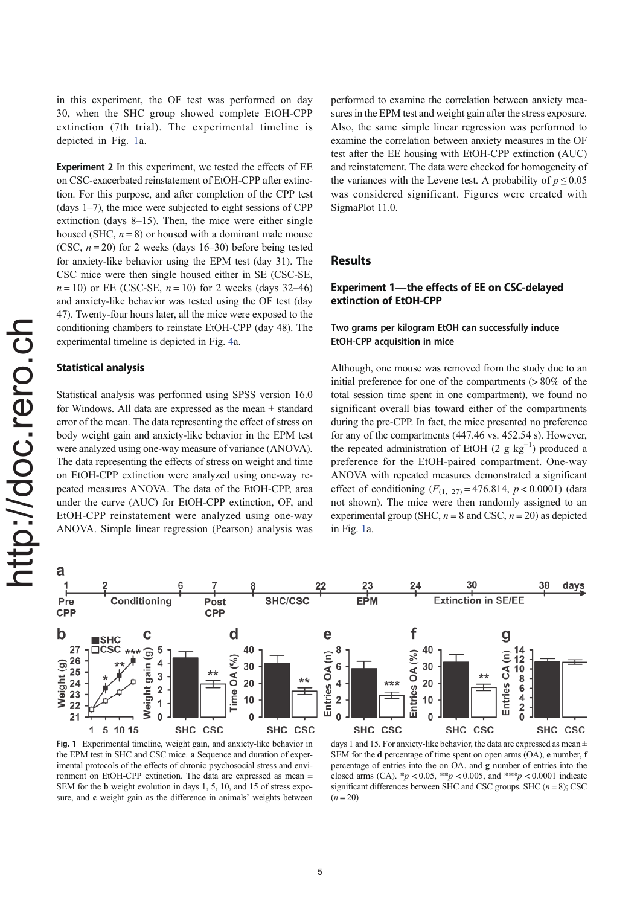in this experiment, the OF test was performed on day 30, when the SHC group showed complete EtOH-CPP extinction (7th trial). The experimental timeline is depicted in Fig. 1a.

**Experiment 2** In this experiment, we tested the effects of EE on CSC-exacerbated reinstatement of EtOH-CPP after extinction. For this purpose, and after completion of the CPP test (days 1–7), the mice were subjected to eight sessions of CPP extinction (days 8–15). Then, the mice were either single housed (SHC, $n = 8$) or housed with a dominant male mouse (CSC, $n = 20$) for 2 weeks (days 16–30) before being tested for anxiety-like behavior using the EPM test (day 31). The CSC mice were then single housed either in SE (CSC-SE, $n = 10$) or EE (CSC-SE, $n = 10$) for 2 weeks (days 32–46) and anxiety-like behavior was tested using the OF test (day 47). Twenty-four hours later, all the mice were exposed to the conditioning chambers to reinstate EtOH-CPP (day 48). The experimental timeline is depicted in Fig. 4a.

### Statistical analysis

Statistical analysis was performed using SPSS version 16.0 for Windows. All data are expressed as the mean ± standard error of the mean. The data representing the effect of stress on body weight gain and anxiety-like behavior in the EPM test were analyzed using one-way measure of variance (ANOVA). The data representing the effects of stress on weight and time on EtOH-CPP extinction were analyzed using one-way repeated measures ANOVA. The data of the EtOH-CPP, area under the curve (AUC) for EtOH-CPP extinction, OF, and EtOH-CPP reinstatement were analyzed using one-way ANOVA. Simple linear regression (Pearson) analysis was performed to examine the correlation between anxiety measures in the EPM test and weight gain after the stress exposure. Also, the same simple linear regression was performed to examine the correlation between anxiety measures in the OF test after the EE housing with EtOH-CPP extinction (AUC) and reinstatement. The data were checked for homogeneity of the variances with the Levene test. A probability of $p \leq 0.05$ was considered significant. Figures were created with SigmaPlot 11.0.

## Results

### Experiment 1—the effects of EE on CSC-delayed extinction of EtOH-CPP

#### Two grams per kilogram EtOH can successfully induce EtOH-CPP acquisition in mice

Although, one mouse was removed from the study due to an initial preference for one of the compartments (> 80% of the total session time spent in one compartment), we found no significant overall bias toward either of the compartments during the pre-CPP. In fact, the mice presented no preference for any of the compartments (447.46 vs. 452.54 s). However, the repeated administration of EtOH (2 g kg$^{-1}$) produced a preference for the EtOH-paired compartment. One-way ANOVA with repeated measures demonstrated a significant effect of conditioning ($F_{(1, 27)} = 476.814$, $p < 0.0001$) (data not shown). The mice were then randomly assigned to an experimental group (SHC, $n = 8$ and CSC, $n = 20$) as depicted in Fig. 1a.

**Fig. 1** Experimental timeline, weight gain, and anxiety-like behavior in the EPM test in SHC and CSC mice. **a** Sequence and duration of experimental protocols of the effects of chronic psychosocial stress and environment on EtOH-CPP extinction. The data are expressed as mean ± SEM for the **b** weight evolution in days 1, 5, 10, and 15 of stress exposure, and **c** weight gain as the difference in animals' weights between days 1 and 15. For anxiety-like behavior, the data are expressed as mean ± SEM for the **d** percentage of time spent on open arms (OA), **e** number, **f** percentage of entries into the on OA, and **g** number of entries into the closed arms (CA). *$p < 0.05$, **$p < 0.005$, and ***$p < 0.0001$ indicate significant differences between SHC and CSC groups. SHC ($n = 8$); CSC ($n = 20$)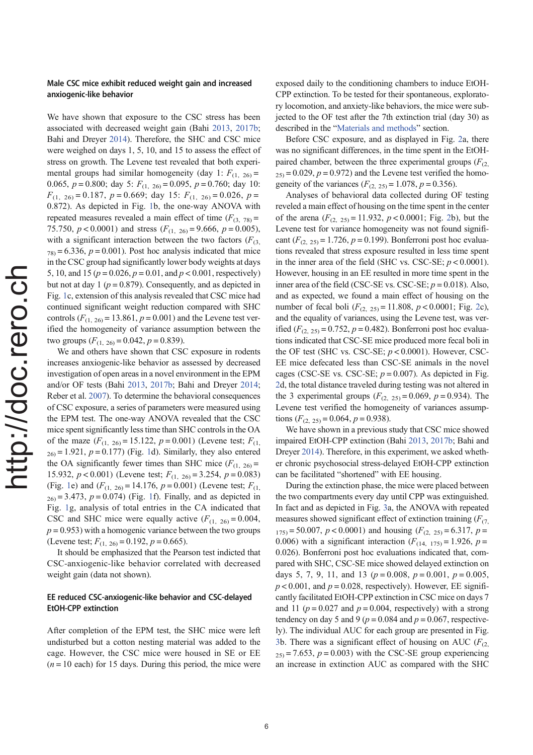## Male CSC mice exhibit reduced weight gain and increased anxiogenic-like behavior

We have shown that exposure to the CSC stress has been associated with decreased weight gain (Bahi 2013, 2017b; Bahi and Dreyer 2014). Therefore, the SHC and CSC mice were weighed on days 1, 5, 10, and 15 to assess the effect of stress on growth. The Levene test revealed that both experimental groups had similar homogeneity (day 1: $F_{(1, 26)} = 0.065$, $p = 0.800$; day 5: $F_{(1, 26)} = 0.095$, $p = 0.760$; day 10: $F_{(1, 26)} = 0.187$, $p = 0.669$; day 15: $F_{(1, 26)} = 0.026$, $p = 0.872$). As depicted in Fig. 1b, the one-way ANOVA with repeated measures revealed a main effect of time ($F_{(3, 78)} = 75.750$, $p < 0.0001$) and stress ($F_{(1, 26)} = 9.666$, $p = 0.005$), with a significant interaction between the two factors ($F_{(3, 78)} = 6.336$, $p = 0.001$). Post hoc analysis indicated that mice in the CSC group had significantly lower body weights at days 5, 10, and 15 ($p = 0.026$, $p = 0.01$, and $p < 0.001$, respectively) but not at day 1 ($p = 0.879$). Consequently, and as depicted in Fig. 1c, extension of this analysis revealed that CSC mice had continued significant weight reduction compared with SHC controls ($F_{(1, 26)} = 13.861$, $p = 0.001$) and the Levene test verified the homogeneity of variance assumption between the two groups ($F_{(1, 26)} = 0.042$, $p = 0.839$).

We and others have shown that CSC exposure in rodents increases anxiogenic-like behavior as assessed by decreased investigation of open areas in a novel environment in the EPM and/or OF tests (Bahi 2013, 2017b; Bahi and Dreyer 2014; Reber et al. 2007). To determine the behavioral consequences of CSC exposure, a series of parameters were measured using the EPM test. The one-way ANOVA revealed that the CSC mice spent significantly less time than SHC controls in the OA of the maze ($F_{(1, 26)} = 15.122$, $p = 0.001$) (Levene test; $F_{(1, 26)} = 1.921$, $p = 0.177$) (Fig. 1d). Similarly, they also entered the OA significantly fewer times than SHC mice ($F_{(1, 26)} = 15.932$, $p < 0.001$) (Levene test; $F_{(1, 26)} = 3.254$, $p = 0.083$) (Fig. 1e) and ($F_{(1, 26)} = 14.176$, $p = 0.001$) (Levene test; $F_{(1, 26)} = 3.473$, $p = 0.074$) (Fig. 1f). Finally, and as depicted in Fig. 1g, analysis of total entries in the CA indicated that CSC and SHC mice were equally active ($F_{(1, 26)} = 0.004$, $p = 0.953$) with a homogenic variance between the two groups (Levene test; $F_{(1, 26)} = 0.192$, $p = 0.665$).

It should be emphasized that the Pearson test indicted that CSC-anxiogenic-like behavior correlated with decreased weight gain (data not shown).

## EE reduced CSC-anxiogenic-like behavior and CSC-delayed EtOH-CPP extinction

After completion of the EPM test, the SHC mice were left undisturbed but a cotton nesting material was added to the cage. However, the CSC mice were housed in SE or EE ($n = 10$ each) for 15 days. During this period, the mice were exposed daily to the conditioning chambers to induce EtOH-CPP extinction. To be tested for their spontaneous, exploratory locomotion, and anxiety-like behaviors, the mice were subjected to the OF test after the 7th extinction trial (day 30) as described in the "Materials and methods" section.

Before CSC exposure, and as displayed in Fig. 2a, there was no significant differences, in the time spent in the EtOH-paired chamber, between the three experimental groups ($F_{(2, 25)} = 0.029$, $p = 0.972$) and the Levene test verified the homogeneity of the variances ($F_{(2, 25)} = 1.078$, $p = 0.356$).

Analyses of behavioral data collected during OF testing reveled a main effect of housing on the time spent in the center of the arena ($F_{(2, 25)} = 11.932$, $p < 0.0001$; Fig. 2b), but the Levene test for variance homogeneity was not found significant ($F_{(2, 25)} = 1.726$, $p = 0.199$). Bonferroni post hoc evaluations revealed that stress exposure resulted in less time spent in the inner area of the field (SHC vs. CSC-SE; $p < 0.0001$). However, housing in an EE resulted in more time spent in the inner area of the field (CSC-SE vs. CSC-SE; $p = 0.018$). Also, and as expected, we found a main effect of housing on the number of fecal boli ($F_{(2, 25)} = 11.808$, $p < 0.0001$; Fig. 2c), and the equality of variances, using the Levene test, was verified ($F_{(2, 25)} = 0.752$, $p = 0.482$). Bonferroni post hoc evaluations indicated that CSC-SE mice produced more fecal boli in the OF test (SHC vs. CSC-SE; $p < 0.0001$). However, CSC-EE mice defecated less than CSC-SE animals in the novel cages (CSC-SE vs. CSC-SE; $p = 0.007$). As depicted in Fig. 2d, the total distance traveled during testing was not altered in the 3 experimental groups ($F_{(2, 25)} = 0.069$, $p = 0.934$). The Levene test verified the homogeneity of variances assumptions ($F_{(2, 25)} = 0.064$, $p = 0.938$).

We have shown in a previous study that CSC mice showed impaired EtOH-CPP extinction (Bahi 2013, 2017b; Bahi and Dreyer 2014). Therefore, in this experiment, we asked whether chronic psychosocial stress-delayed EtOH-CPP extinction can be facilitated "shortened" with EE housing.

During the extinction phase, the mice were placed between the two compartments every day until CPP was extinguished. In fact and as depicted in Fig. 3a, the ANOVA with repeated measures showed significant effect of extinction training ($F_{(7, 175)} = 50.007$, $p < 0.0001$) and housing ($F_{(2, 25)} = 6.317$, $p = 0.006$) with a significant interaction ($F_{(14, 175)} = 1.926$, $p = 0.026$). Bonferroni post hoc evaluations indicated that, compared with SHC, CSC-SE mice showed delayed extinction on days 5, 7, 9, 11, and 13 ($p = 0.008$, $p = 0.001$, $p = 0.005$, $p < 0.001$, and $p = 0.028$, respectively). However, EE significantly facilitated EtOH-CPP extinction in CSC mice on days 7 and 11 ($p = 0.027$ and $p = 0.004$, respectively) with a strong tendency on day 5 and 9 ($p = 0.084$ and $p = 0.067$, respectively). The individual AUC for each group are presented in Fig. 3b. There was a significant effect of housing on AUC ($F_{(2, 25)} = 7.653$, $p = 0.003$) with the CSC-SE group experiencing an increase in extinction AUC as compared with the SHC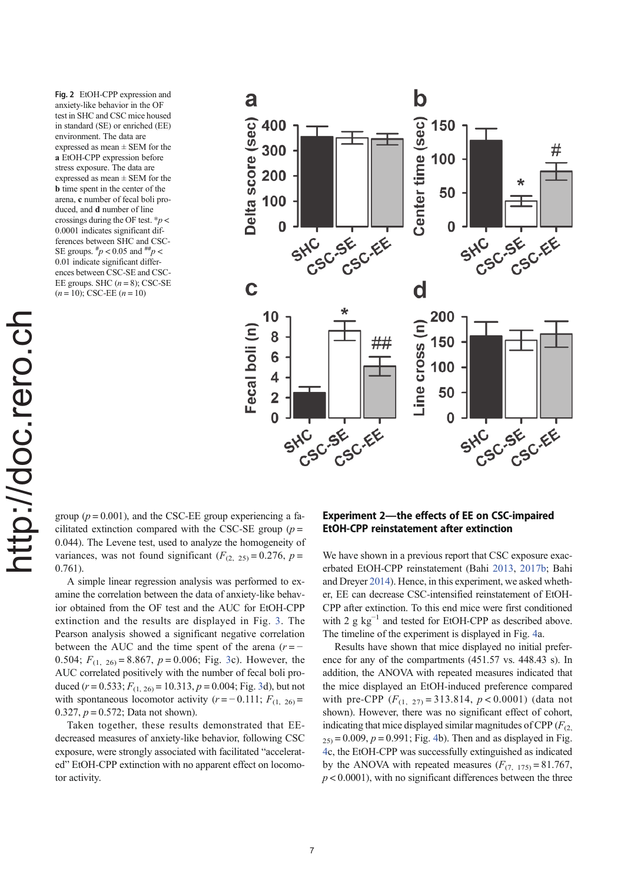**Fig. 2** EtOH-CPP expression and anxiety-like behavior in the OF test in SHC and CSC mice housed in standard (SE) or enriched (EE) environment. The data are expressed as mean ± SEM for the **a** EtOH-CPP expression before stress exposure. The data are expressed as mean ± SEM for the **b** time spent in the center of the arena, **c** number of fecal boli produced, and **d** number of line crossings during the OF test. *$p < 0.0001$ indicates significant differences between SHC and CSC-SE groups. #$p < 0.05$ and ##$p < 0.01$ indicate significant differences between CSC-SE and CSC-EE groups. SHC ($n = 8$); CSC-SE ($n = 10$); CSC-EE ($n = 10$)

group ($p = 0.001$), and the CSC-EE group experiencing a facilitated extinction compared with the CSC-SE group ($p = 0.044$). The Levene test, used to analyze the homogeneity of variances, was not found significant ($F_{(2, 25)} = 0.276$, $p = 0.761$).

A simple linear regression analysis was performed to examine the correlation between the data of anxiety-like behavior obtained from the OF test and the AUC for EtOH-CPP extinction and the results are displayed in Fig. 3. The Pearson analysis showed a significant negative correlation between the AUC and the time spent of the arena ($r = -0.504$; $F_{(1, 26)} = 8.867$, $p = 0.006$; Fig. 3c). However, the AUC correlated positively with the number of fecal boli produced ($r = 0.533$; $F_{(1, 26)} = 10.313$, $p = 0.004$; Fig. 3d), but not with spontaneous locomotor activity ($r = -0.111$; $F_{(1, 26)} = 0.327$, $p = 0.572$; Data not shown).

Taken together, these results demonstrated that EE-decreased measures of anxiety-like behavior, following CSC exposure, were strongly associated with facilitated "accelerated" EtOH-CPP extinction with no apparent effect on locomotor activity.

### Experiment 2—the effects of EE on CSC-impaired EtOH-CPP reinstatement after extinction

We have shown in a previous report that CSC exposure exacerbated EtOH-CPP reinstatement (Bahi 2013, 2017b; Bahi and Dreyer 2014). Hence, in this experiment, we asked whether, EE can decrease CSC-intensified reinstatement of EtOH-CPP after extinction. To this end mice were first conditioned with 2 g $kg^{-1}$ and tested for EtOH-CPP as described above. The timeline of the experiment is displayed in Fig. 4a.

Results have shown that mice displayed no initial preference for any of the compartments (451.57 vs. 448.43 s). In addition, the ANOVA with repeated measures indicated that the mice displayed an EtOH-induced preference compared with pre-CPP ($F_{(1, 27)} = 313.814$, $p < 0.0001$) (data not shown). However, there was no significant effect of cohort, indicating that mice displayed similar magnitudes of CPP ($F_{(2, 25)} = 0.009$, $p = 0.991$; Fig. 4b). Then and as displayed in Fig. 4c, the EtOH-CPP was successfully extinguished as indicated by the ANOVA with repeated measures ($F_{(7, 175)} = 81.767$, $p < 0.0001$), with no significant differences between the three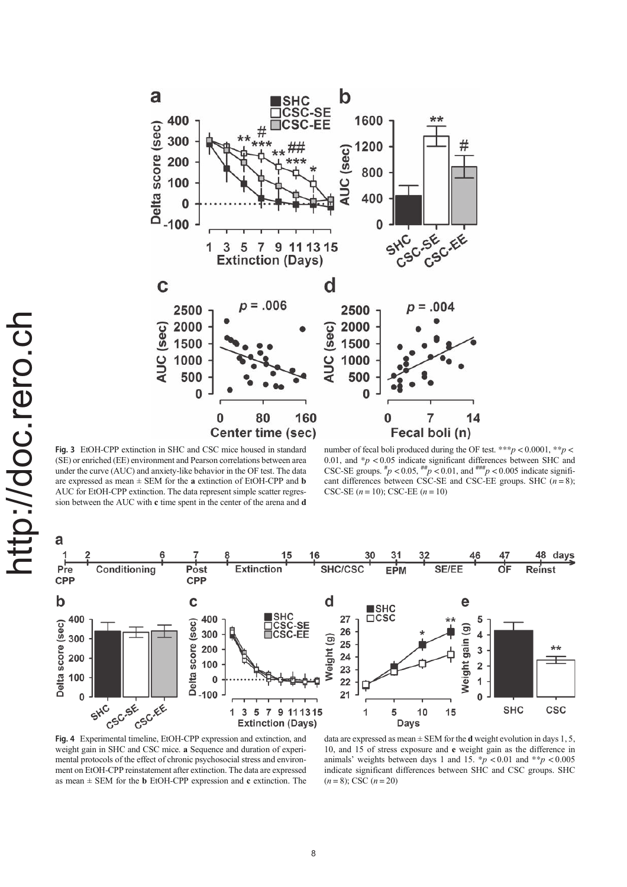**Fig. 3** EtOH-CPP extinction in SHC and CSC mice housed in standard (SE) or enriched (EE) environment and Pearson correlations between area under the curve (AUC) and anxiety-like behavior in the OF test. The data are expressed as mean ± SEM for the **a** extinction of EtOH-CPP and **b** AUC for EtOH-CPP extinction. The data represent simple scatter regression between the AUC with **c** time spent in the center of the arena and **d** number of fecal boli produced during the OF test. ***$p < 0.0001$, **$p < 0.01$, and *$p < 0.05$ indicate significant differences between SHC and CSC-SE groups. #$p < 0.05$, ##$p < 0.01$, and ###$p < 0.005$ indicate significant differences between CSC-SE and CSC-EE groups. SHC ($n = 8$); CSC-SE ($n = 10$); CSC-EE ($n = 10$)

**Fig. 4** Experimental timeline, EtOH-CPP expression and extinction, and weight gain in SHC and CSC mice. **a** Sequence and duration of experimental protocols of the effect of chronic psychosocial stress and environment on EtOH-CPP reinstatement after extinction. The data are expressed as mean ± SEM for the **b** EtOH-CPP expression and **c** extinction. The data are expressed as mean ± SEM for the **d** weight evolution in days 1, 5, 10, and 15 of stress exposure and **e** weight gain as the difference in animals' weights between days 1 and 15. *$p < 0.01$ and **$p < 0.005$ indicate significant differences between SHC and CSC groups. SHC ($n = 8$); CSC ($n = 20$)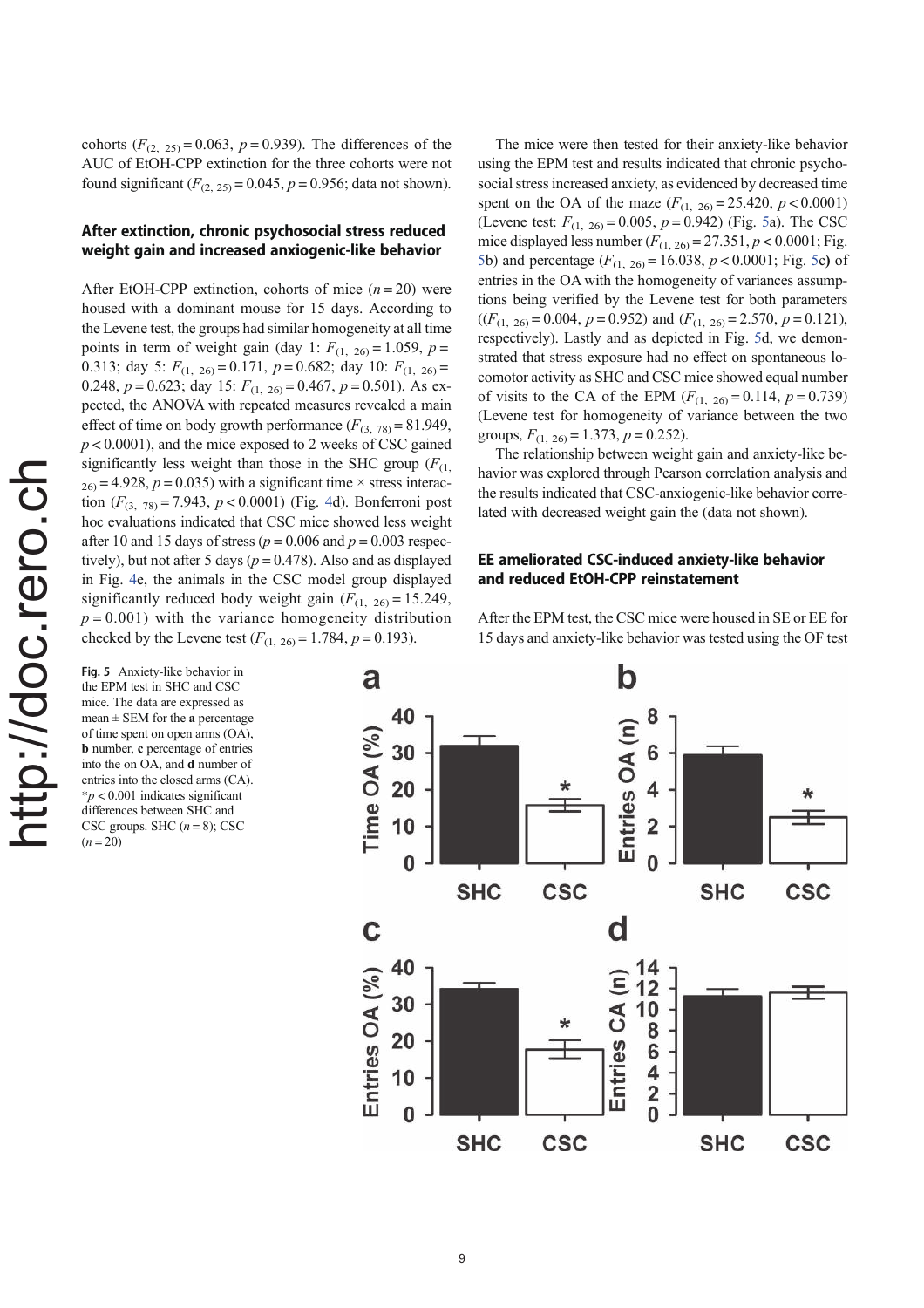cohorts ($F_{(2, 25)} = 0.063$, $p = 0.939$). The differences of the AUC of EtOH-CPP extinction for the three cohorts were not found significant ($F_{(2, 25)} = 0.045$, $p = 0.956$; data not shown).

### After extinction, chronic psychosocial stress reduced weight gain and increased anxiogenic-like behavior

After EtOH-CPP extinction, cohorts of mice ($n = 20$) were housed with a dominant mouse for 15 days. According to the Levene test, the groups had similar homogeneity at all time points in term of weight gain (day 1: $F_{(1, 26)} = 1.059$, $p = 0.313$; day 5: $F_{(1, 26)} = 0.171$, $p = 0.682$; day 10: $F_{(1, 26)} = 0.248$, $p = 0.623$; day 15: $F_{(1, 26)} = 0.467$, $p = 0.501$). As expected, the ANOVA with repeated measures revealed a main effect of time on body growth performance ($F_{(3, 78)} = 81.949$, $p < 0.0001$), and the mice exposed to 2 weeks of CSC gained significantly less weight than those in the SHC group ($F_{(1, 26)} = 4.928$, $p = 0.035$) with a significant time × stress interaction ($F_{(3, 78)} = 7.943$, $p < 0.0001$) (Fig. 4d). Bonferroni post hoc evaluations indicated that CSC mice showed less weight after 10 and 15 days of stress ($p = 0.006$ and $p = 0.003$ respectively), but not after 5 days ($p = 0.478$). Also and as displayed in Fig. 4e, the animals in the CSC model group displayed significantly reduced body weight gain ($F_{(1, 26)} = 15.249$, $p = 0.001$) with the variance homogeneity distribution checked by the Levene test ($F_{(1, 26)} = 1.784$, $p = 0.193$).

The mice were then tested for their anxiety-like behavior using the EPM test and results indicated that chronic psychosocial stress increased anxiety, as evidenced by decreased time spent on the OA of the maze ($F_{(1, 26)} = 25.420$, $p < 0.0001$) (Levene test: $F_{(1, 26)} = 0.005$, $p = 0.942$) (Fig. 5a). The CSC mice displayed less number ($F_{(1, 26)} = 27.351$, $p < 0.0001$; Fig. 5b) and percentage ($F_{(1, 26)} = 16.038$, $p < 0.0001$; Fig. 5c) of entries in the OA with the homogeneity of variances assumptions being verified by the Levene test for both parameters (($F_{(1, 26)} = 0.004$, $p = 0.952$) and ($F_{(1, 26)} = 2.570$, $p = 0.121$), respectively). Lastly and as depicted in Fig. 5d, we demonstrated that stress exposure had no effect on spontaneous locomotor activity as SHC and CSC mice showed equal number of visits to the CA of the EPM ($F_{(1, 26)} = 0.114$, $p = 0.739$) (Levene test for homogeneity of variance between the two groups, $F_{(1, 26)} = 1.373$, $p = 0.252$).

The relationship between weight gain and anxiety-like behavior was explored through Pearson correlation analysis and the results indicated that CSC-anxiogenic-like behavior correlated with decreased weight gain the (data not shown).

### EE ameliorated CSC-induced anxiety-like behavior and reduced EtOH-CPP reinstatement

After the EPM test, the CSC mice were housed in SE or EE for 15 days and anxiety-like behavior was tested using the OF test

**Fig. 5** Anxiety-like behavior in the EPM test in SHC and CSC mice. The data are expressed as mean ± SEM for the **a** percentage of time spent on open arms (OA), **b** number, **c** percentage of entries into the on OA, and **d** number of entries into the closed arms (CA). *$p < 0.001$ indicates significant differences between SHC and CSC groups. SHC ($n = 8$); CSC ($n = 20$)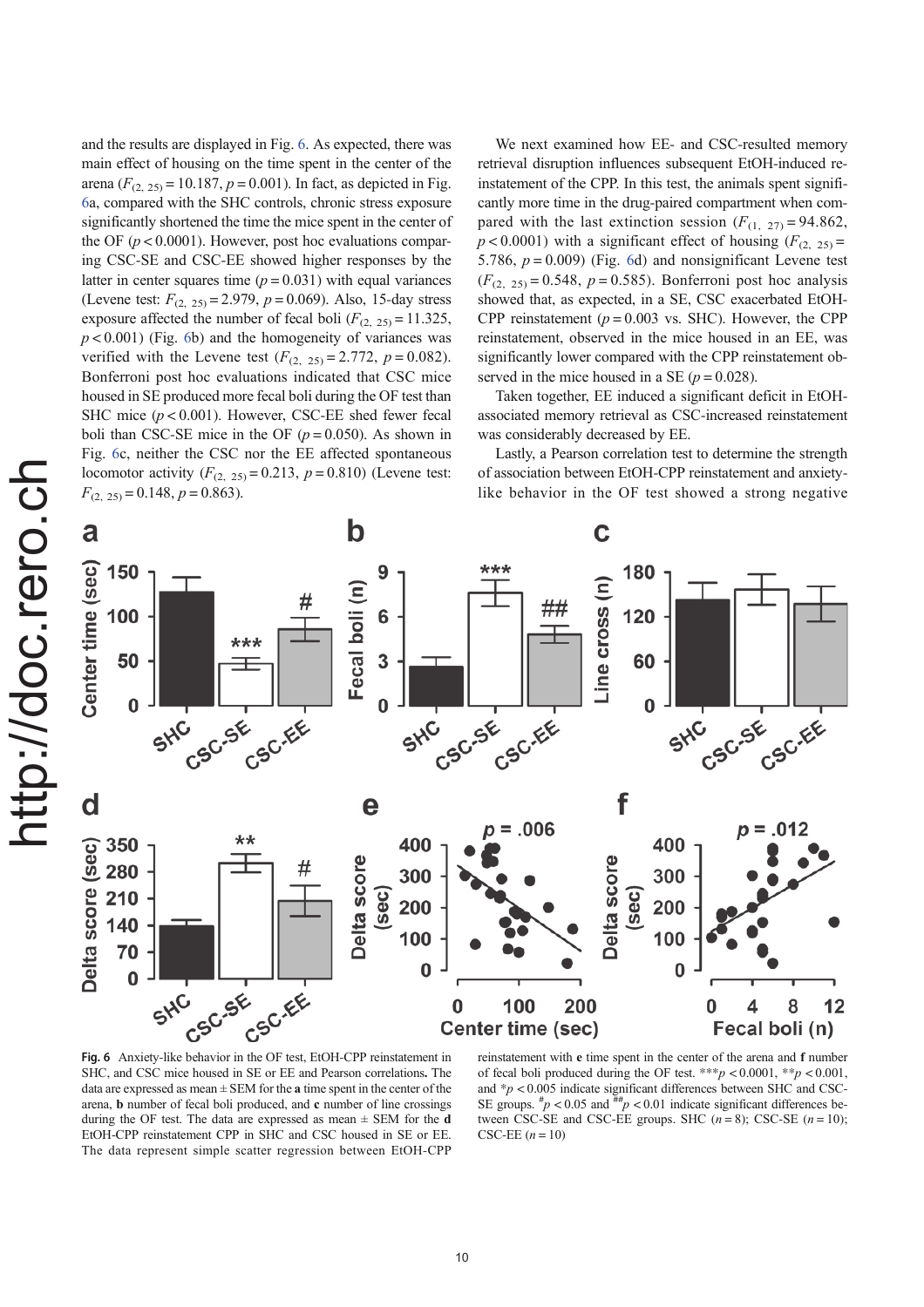and the results are displayed in Fig. 6. As expected, there was main effect of housing on the time spent in the center of the arena ($F_{(2, 25)} = 10.187$, $p = 0.001$). In fact, as depicted in Fig. 6a, compared with the SHC controls, chronic stress exposure significantly shortened the time the mice spent in the center of the OF ($p < 0.0001$). However, post hoc evaluations comparing CSC-SE and CSC-EE showed higher responses by the latter in center squares time ($p = 0.031$) with equal variances (Levene test: $F_{(2, 25)} = 2.979$, $p = 0.069$). Also, 15-day stress exposure affected the number of fecal boli ($F_{(2, 25)} = 11.325$, $p < 0.001$) (Fig. 6b) and the homogeneity of variances was verified with the Levene test ($F_{(2, 25)} = 2.772$, $p = 0.082$). Bonferroni post hoc evaluations indicated that CSC mice housed in SE produced more fecal boli during the OF test than SHC mice ($p < 0.001$). However, CSC-EE shed fewer fecal boli than CSC-SE mice in the OF ($p = 0.050$). As shown in Fig. 6c, neither the CSC nor the EE affected spontaneous locomotor activity ($F_{(2, 25)} = 0.213$, $p = 0.810$) (Levene test: $F_{(2, 25)} = 0.148$, $p = 0.863$).

We next examined how EE- and CSC-resulted memory retrieval disruption influences subsequent EtOH-induced reinstatement of the CPP. In this test, the animals spent significantly more time in the drug-paired compartment when compared with the last extinction session ($F_{(1, 27)} = 94.862$, $p < 0.0001$) with a significant effect of housing ($F_{(2, 25)} = 5.786$, $p = 0.009$) (Fig. 6d) and nonsignificant Levene test ($F_{(2, 25)} = 0.548$, $p = 0.585$). Bonferroni post hoc analysis showed that, as expected, in a SE, CSC exacerbated EtOH-CPP reinstatement ($p = 0.003$ vs. SHC). However, the CPP reinstatement, observed in the mice housed in an EE, was significantly lower compared with the CPP reinstatement observed in the mice housed in a SE ($p = 0.028$).

Taken together, EE induced a significant deficit in EtOH-associated memory retrieval as CSC-increased reinstatement was considerably decreased by EE.

Lastly, a Pearson correlation test to determine the strength of association between EtOH-CPP reinstatement and anxiety-like behavior in the OF test showed a strong negative

**Fig. 6** Anxiety-like behavior in the OF test, EtOH-CPP reinstatement in SHC, and CSC mice housed in SE or EE and Pearson correlations**.** The data are expressed as mean ± SEM for the **a** time spent in the center of the arena, **b** number of fecal boli produced, and **c** number of line crossings during the OF test. The data are expressed as mean ± SEM for the **d** EtOH-CPP reinstatement CPP in SHC and CSC housed in SE or EE. The data represent simple scatter regression between EtOH-CPP reinstatement with **e** time spent in the center of the arena and **f** number of fecal boli produced during the OF test. \*\*\*$p < 0.0001$, \*\*$p < 0.001$, and \*$p < 0.005$ indicate significant differences between SHC and CSC-SE groups. #$p < 0.05$ and ##$p < 0.01$ indicate significant differences between CSC-SE and CSC-EE groups. SHC ($n = 8$); CSC-SE ($n = 10$); CSC-EE ($n = 10$)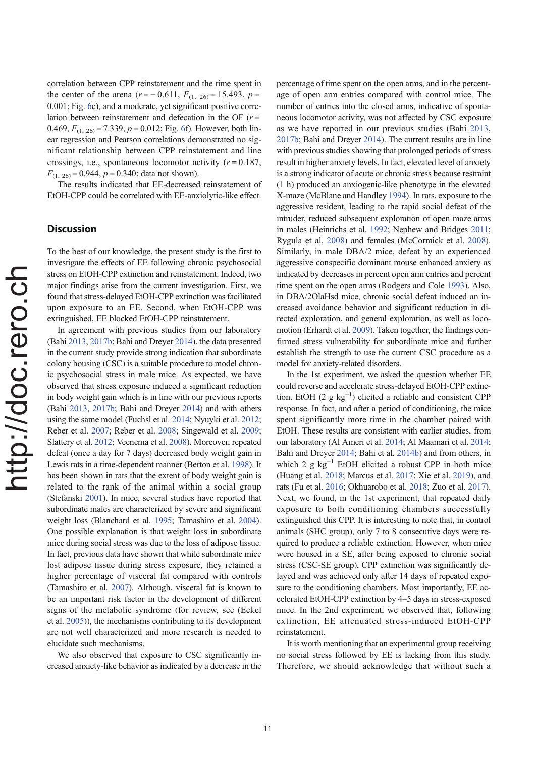correlation between CPP reinstatement and the time spent in the center of the arena ($r = -0.611$, $F_{(1, 26)} = 15.493$, $p = 0.001$; Fig. 6e), and a moderate, yet significant positive correlation between reinstatement and defecation in the OF ($r = 0.469$, $F_{(1, 26)} = 7.339$, $p = 0.012$; Fig. 6f). However, both linear regression and Pearson correlations demonstrated no significant relationship between CPP reinstatement and line crossings, i.e., spontaneous locomotor activity ($r = 0.187$, $F_{(1, 26)} = 0.944$, $p = 0.340$; data not shown).

The results indicated that EE-decreased reinstatement of EtOH-CPP could be correlated with EE-anxiolytic-like effect.

## Discussion

To the best of our knowledge, the present study is the first to investigate the effects of EE following chronic psychosocial stress on EtOH-CPP extinction and reinstatement. Indeed, two major findings arise from the current investigation. First, we found that stress-delayed EtOH-CPP extinction was facilitated upon exposure to an EE. Second, when EtOH-CPP was extinguished, EE blocked EtOH-CPP reinstatement.

In agreement with previous studies from our laboratory (Bahi 2013, 2017b; Bahi and Dreyer 2014), the data presented in the current study provide strong indication that subordinate colony housing (CSC) is a suitable procedure to model chronic psychosocial stress in male mice. As expected, we have observed that stress exposure induced a significant reduction in body weight gain which is in line with our previous reports (Bahi 2013, 2017b; Bahi and Dreyer 2014) and with others using the same model (Fuchsl et al. 2014; Nyuyki et al. 2012; Reber et al. 2007; Reber et al. 2008; Singewald et al. 2009; Slattery et al. 2012; Veenema et al. 2008). Moreover, repeated defeat (once a day for 7 days) decreased body weight gain in Lewis rats in a time-dependent manner (Berton et al. 1998). It has been shown in rats that the extent of body weight gain is related to the rank of the animal within a social group (Stefanski 2001). In mice, several studies have reported that subordinate males are characterized by severe and significant weight loss (Blanchard et al. 1995; Tamashiro et al. 2004). One possible explanation is that weight loss in subordinate mice during social stress was due to the loss of adipose tissue. In fact, previous data have shown that while subordinate mice lost adipose tissue during stress exposure, they retained a higher percentage of visceral fat compared with controls (Tamashiro et al. 2007). Although, visceral fat is known to be an important risk factor in the development of different signs of the metabolic syndrome (for review, see (Eckel et al. 2005)), the mechanisms contributing to its development are not well characterized and more research is needed to elucidate such mechanisms.

We also observed that exposure to CSC significantly increased anxiety-like behavior as indicated by a decrease in the percentage of time spent on the open arms, and in the percentage of open arm entries compared with control mice. The number of entries into the closed arms, indicative of spontaneous locomotor activity, was not affected by CSC exposure as we have reported in our previous studies (Bahi 2013, 2017b; Bahi and Dreyer 2014). The current results are in line with previous studies showing that prolonged periods of stress result in higher anxiety levels. In fact, elevated level of anxiety is a strong indicator of acute or chronic stress because restraint (1 h) produced an anxiogenic-like phenotype in the elevated X-maze (McBlane and Handley 1994). In rats, exposure to the aggressive resident, leading to the rapid social defeat of the intruder, reduced subsequent exploration of open maze arms in males (Heinrichs et al. 1992; Nephew and Bridges 2011; Rygula et al. 2008) and females (McCormick et al. 2008). Similarly, in male DBA/2 mice, defeat by an experienced aggressive conspecific dominant mouse enhanced anxiety as indicated by decreases in percent open arm entries and percent time spent on the open arms (Rodgers and Cole 1993). Also, in DBA/2OlaHsd mice, chronic social defeat induced an increased avoidance behavior and significant reduction in directed exploration, and general exploration, as well as locomotion (Erhardt et al. 2009). Taken together, the findings confirmed stress vulnerability for subordinate mice and further establish the strength to use the current CSC procedure as a model for anxiety-related disorders.

In the 1st experiment, we asked the question whether EE could reverse and accelerate stress-delayed EtOH-CPP extinction. EtOH (2 g $kg^{-1}$) elicited a reliable and consistent CPP response. In fact, and after a period of conditioning, the mice spent significantly more time in the chamber paired with EtOH. These results are consistent with earlier studies, from our laboratory (Al Ameri et al. 2014; Al Maamari et al. 2014; Bahi and Dreyer 2014; Bahi et al. 2014b) and from others, in which 2 g $kg^{-1}$ EtOH elicited a robust CPP in both mice (Huang et al. 2018; Marcus et al. 2017; Xie et al. 2019), and rats (Fu et al. 2016; Okhuarobo et al. 2018; Zuo et al. 2017). Next, we found, in the 1st experiment, that repeated daily exposure to both conditioning chambers successfully extinguished this CPP. It is interesting to note that, in control animals (SHC group), only 7 to 8 consecutive days were required to produce a reliable extinction. However, when mice were housed in a SE, after being exposed to chronic social stress (CSC-SE group), CPP extinction was significantly delayed and was achieved only after 14 days of repeated exposure to the conditioning chambers. Most importantly, EE accelerated EtOH-CPP extinction by 4–5 days in stress-exposed mice. In the 2nd experiment, we observed that, following extinction, EE attenuated stress-induced EtOH-CPP reinstatement.

It is worth mentioning that an experimental group receiving no social stress followed by EE is lacking from this study. Therefore, we should acknowledge that without such a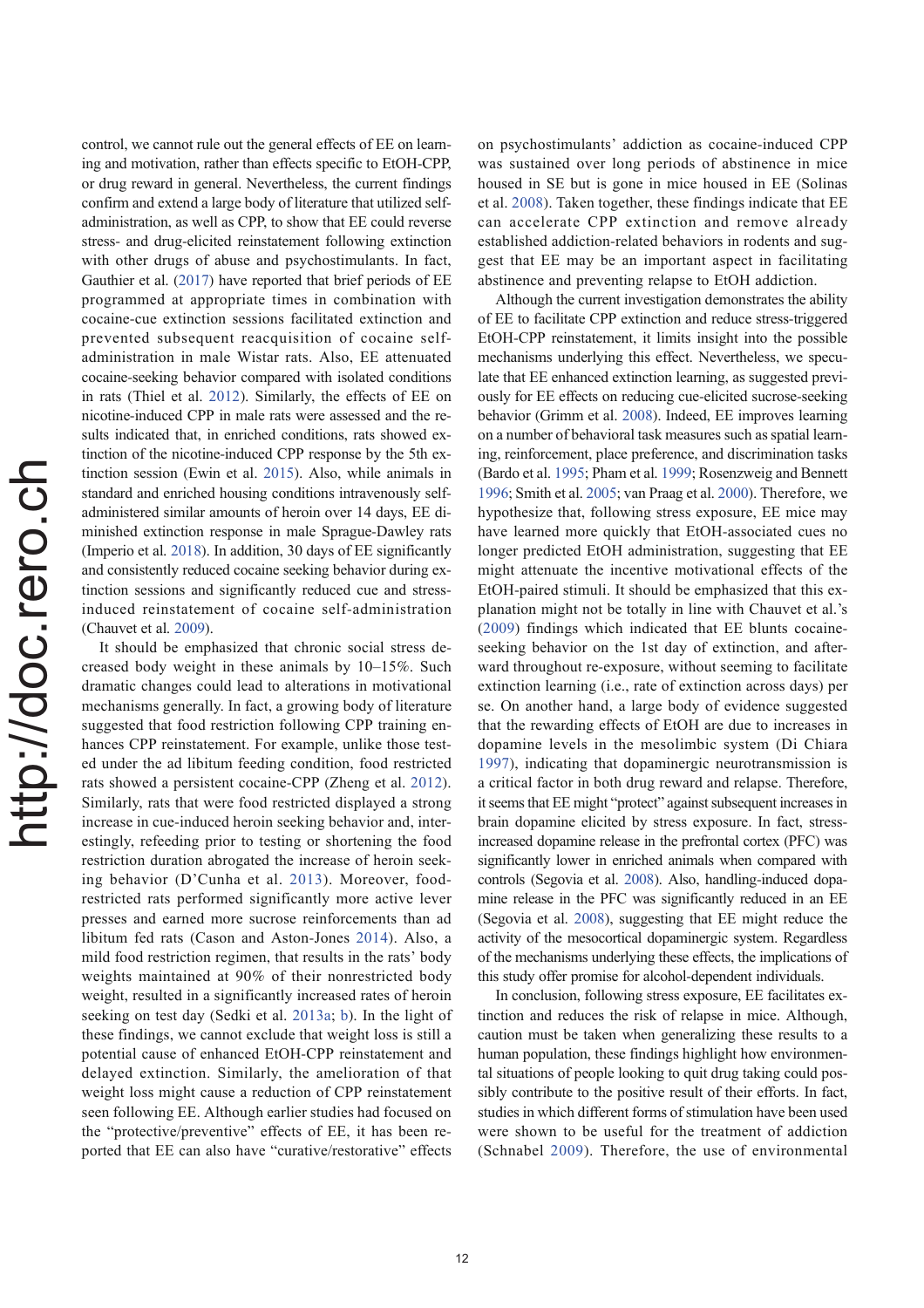control, we cannot rule out the general effects of EE on learning and motivation, rather than effects specific to EtOH-CPP, or drug reward in general. Nevertheless, the current findings confirm and extend a large body of literature that utilized self-administration, as well as CPP, to show that EE could reverse stress- and drug-elicited reinstatement following extinction with other drugs of abuse and psychostimulants. In fact, Gauthier et al. (2017) have reported that brief periods of EE programmed at appropriate times in combination with cocaine-cue extinction sessions facilitated extinction and prevented subsequent reacquisition of cocaine self-administration in male Wistar rats. Also, EE attenuated cocaine-seeking behavior compared with isolated conditions in rats (Thiel et al. 2012). Similarly, the effects of EE on nicotine-induced CPP in male rats were assessed and the results indicated that, in enriched conditions, rats showed extinction of the nicotine-induced CPP response by the 5th extinction session (Ewin et al. 2015). Also, while animals in standard and enriched housing conditions intravenously self-administered similar amounts of heroin over 14 days, EE diminished extinction response in male Sprague-Dawley rats (Imperio et al. 2018). In addition, 30 days of EE significantly and consistently reduced cocaine seeking behavior during extinction sessions and significantly reduced cue and stress-induced reinstatement of cocaine self-administration (Chauvet et al. 2009).

It should be emphasized that chronic social stress decreased body weight in these animals by 10–15%. Such dramatic changes could lead to alterations in motivational mechanisms generally. In fact, a growing body of literature suggested that food restriction following CPP training enhances CPP reinstatement. For example, unlike those tested under the ad libitum feeding condition, food restricted rats showed a persistent cocaine-CPP (Zheng et al. 2012). Similarly, rats that were food restricted displayed a strong increase in cue-induced heroin seeking behavior and, interestingly, refeeding prior to testing or shortening the food restriction duration abrogated the increase of heroin seeking behavior (D'Cunha et al. 2013). Moreover, food-restricted rats performed significantly more active lever presses and earned more sucrose reinforcements than ad libitum fed rats (Cason and Aston-Jones 2014). Also, a mild food restriction regimen, that results in the rats' body weights maintained at 90% of their nonrestricted body weight, resulted in a significantly increased rates of heroin seeking on test day (Sedki et al. 2013a; b). In the light of these findings, we cannot exclude that weight loss is still a potential cause of enhanced EtOH-CPP reinstatement and delayed extinction. Similarly, the amelioration of that weight loss might cause a reduction of CPP reinstatement seen following EE. Although earlier studies had focused on the "protective/preventive" effects of EE, it has been reported that EE can also have "curative/restorative" effects on psychostimulants' addiction as cocaine-induced CPP was sustained over long periods of abstinence in mice housed in SE but is gone in mice housed in EE (Solinas et al. 2008). Taken together, these findings indicate that EE can accelerate CPP extinction and remove already established addiction-related behaviors in rodents and suggest that EE may be an important aspect in facilitating abstinence and preventing relapse to EtOH addiction.

Although the current investigation demonstrates the ability of EE to facilitate CPP extinction and reduce stress-triggered EtOH-CPP reinstatement, it limits insight into the possible mechanisms underlying this effect. Nevertheless, we speculate that EE enhanced extinction learning, as suggested previously for EE effects on reducing cue-elicited sucrose-seeking behavior (Grimm et al. 2008). Indeed, EE improves learning on a number of behavioral task measures such as spatial learning, reinforcement, place preference, and discrimination tasks (Bardo et al. 1995; Pham et al. 1999; Rosenzweig and Bennett 1996; Smith et al. 2005; van Praag et al. 2000). Therefore, we hypothesize that, following stress exposure, EE mice may have learned more quickly that EtOH-associated cues no longer predicted EtOH administration, suggesting that EE might attenuate the incentive motivational effects of the EtOH-paired stimuli. It should be emphasized that this explanation might not be totally in line with Chauvet et al.'s (2009) findings which indicated that EE blunts cocaine-seeking behavior on the 1st day of extinction, and afterward throughout re-exposure, without seeming to facilitate extinction learning (i.e., rate of extinction across days) per se. On another hand, a large body of evidence suggested that the rewarding effects of EtOH are due to increases in dopamine levels in the mesolimbic system (Di Chiara 1997), indicating that dopaminergic neurotransmission is a critical factor in both drug reward and relapse. Therefore, it seems that EE might "protect" against subsequent increases in brain dopamine elicited by stress exposure. In fact, stress-increased dopamine release in the prefrontal cortex (PFC) was significantly lower in enriched animals when compared with controls (Segovia et al. 2008). Also, handling-induced dopamine release in the PFC was significantly reduced in an EE (Segovia et al. 2008), suggesting that EE might reduce the activity of the mesocortical dopaminergic system. Regardless of the mechanisms underlying these effects, the implications of this study offer promise for alcohol-dependent individuals.

In conclusion, following stress exposure, EE facilitates extinction and reduces the risk of relapse in mice. Although, caution must be taken when generalizing these results to a human population, these findings highlight how environmental situations of people looking to quit drug taking could possibly contribute to the positive result of their efforts. In fact, studies in which different forms of stimulation have been used were shown to be useful for the treatment of addiction (Schnabel 2009). Therefore, the use of environmental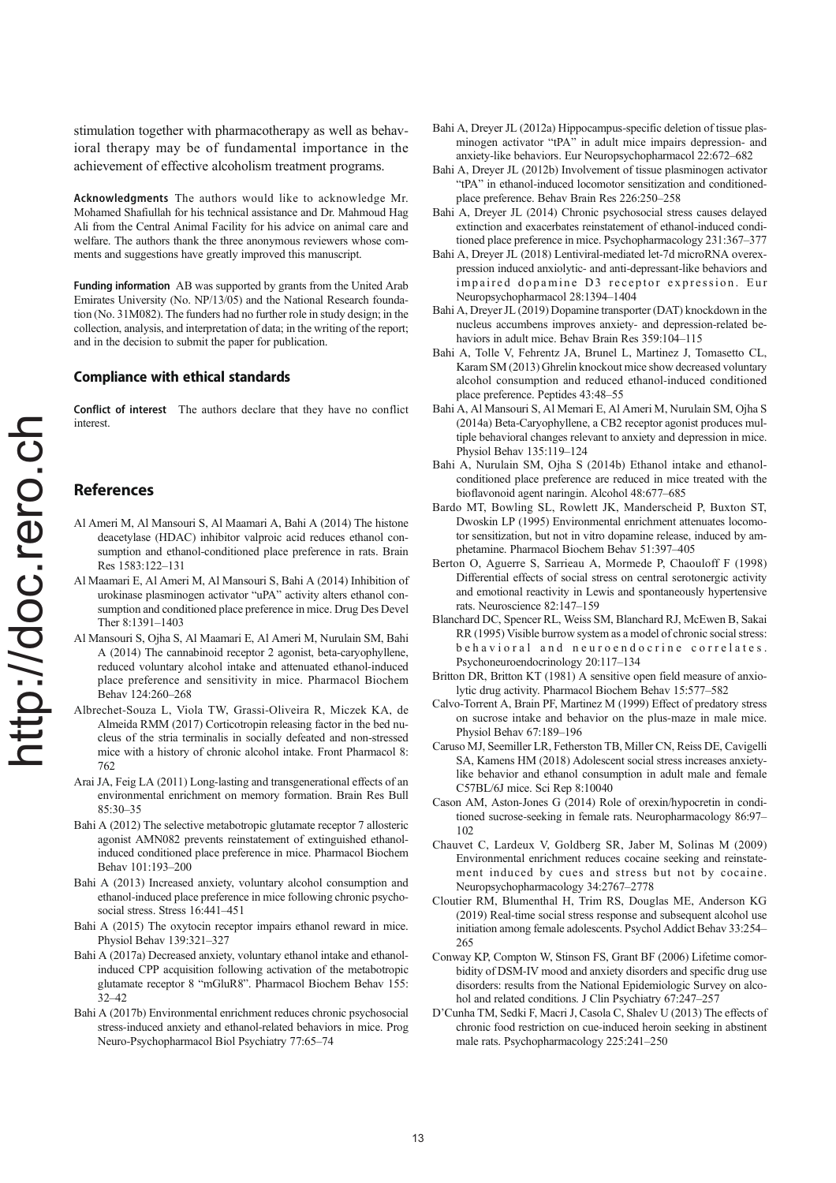stimulation together with pharmacotherapy as well as behavioral therapy may be of fundamental importance in the achievement of effective alcoholism treatment programs.

**Acknowledgments** The authors would like to acknowledge Mr. Mohamed Shafiullah for his technical assistance and Dr. Mahmoud Hag Ali from the Central Animal Facility for his advice on animal care and welfare. The authors thank the three anonymous reviewers whose comments and suggestions have greatly improved this manuscript.

**Funding information** AB was supported by grants from the United Arab Emirates University (No. NP/13/05) and the National Research foundation (No. 31M082). The funders had no further role in study design; in the collection, analysis, and interpretation of data; in the writing of the report; and in the decision to submit the paper for publication.

## Compliance with ethical standards

**Conflict of interest** The authors declare that they have no conflict interest.

## References

Al Ameri M, Al Mansouri S, Al Maamari A, Bahi A (2014) The histone deacetylase (HDAC) inhibitor valproic acid reduces ethanol consumption and ethanol-conditioned place preference in rats. Brain Res 1583:122–131

Al Maamari E, Al Ameri M, Al Mansouri S, Bahi A (2014) Inhibition of urokinase plasminogen activator "uPA" activity alters ethanol consumption and conditioned place preference in mice. Drug Des Devel Ther 8:1391–1403

Al Mansouri S, Ojha S, Al Maamari E, Al Ameri M, Nurulain SM, Bahi A (2014) The cannabinoid receptor 2 agonist, beta-caryophyllene, reduced voluntary alcohol intake and attenuated ethanol-induced place preference and sensitivity in mice. Pharmacol Biochem Behav 124:260–268

Albrechet-Souza L, Viola TW, Grassi-Oliveira R, Miczek KA, de Almeida RMM (2017) Corticotropin releasing factor in the bed nucleus of the stria terminalis in socially defeated and non-stressed mice with a history of chronic alcohol intake. Front Pharmacol 8: 762

Arai JA, Feig LA (2011) Long-lasting and transgenerational effects of an environmental enrichment on memory formation. Brain Res Bull 85:30–35

Bahi A (2012) The selective metabotropic glutamate receptor 7 allosteric agonist AMN082 prevents reinstatement of extinguished ethanol-induced conditioned place preference in mice. Pharmacol Biochem Behav 101:193–200

Bahi A (2013) Increased anxiety, voluntary alcohol consumption and ethanol-induced place preference in mice following chronic psychosocial stress. Stress 16:441–451

Bahi A (2015) The oxytocin receptor impairs ethanol reward in mice. Physiol Behav 139:321–327

Bahi A (2017a) Decreased anxiety, voluntary ethanol intake and ethanol-induced CPP acquisition following activation of the metabotropic glutamate receptor 8 "mGluR8". Pharmacol Biochem Behav 155: 32–42

Bahi A (2017b) Environmental enrichment reduces chronic psychosocial stress-induced anxiety and ethanol-related behaviors in mice. Prog Neuro-Psychopharmacol Biol Psychiatry 77:65–74

Bahi A, Dreyer JL (2012a) Hippocampus-specific deletion of tissue plasminogen activator "tPA" in adult mice impairs depression- and anxiety-like behaviors. Eur Neuropsychopharmacol 22:672–682

Bahi A, Dreyer JL (2012b) Involvement of tissue plasminogen activator "tPA" in ethanol-induced locomotor sensitization and conditioned-place preference. Behav Brain Res 226:250–258

Bahi A, Dreyer JL (2014) Chronic psychosocial stress causes delayed extinction and exacerbates reinstatement of ethanol-induced conditioned place preference in mice. Psychopharmacology 231:367–377

Bahi A, Dreyer JL (2018) Lentiviral-mediated let-7d microRNA overexpression induced anxiolytic- and anti-depressant-like behaviors and impaired dopamine D3 receptor expression. Eur Neuropsychopharmacol 28:1394–1404

Bahi A, Dreyer JL (2019) Dopamine transporter (DAT) knockdown in the nucleus accumbens improves anxiety- and depression-related behaviors in adult mice. Behav Brain Res 359:104–115

Bahi A, Tolle V, Fehrentz JA, Brunel L, Martinez J, Tomasetto CL, Karam SM (2013) Ghrelin knockout mice show decreased voluntary alcohol consumption and reduced ethanol-induced conditioned place preference. Peptides 43:48–55

Bahi A, Al Mansouri S, Al Memari E, Al Ameri M, Nurulain SM, Ojha S (2014a) Beta-Caryophyllene, a CB2 receptor agonist produces multiple behavioral changes relevant to anxiety and depression in mice. Physiol Behav 135:119–124

Bahi A, Nurulain SM, Ojha S (2014b) Ethanol intake and ethanol-conditioned place preference are reduced in mice treated with the bioflavonoid agent naringin. Alcohol 48:677–685

Bardo MT, Bowling SL, Rowlett JK, Manderscheid P, Buxton ST, Dwoskin LP (1995) Environmental enrichment attenuates locomotor sensitization, but not in vitro dopamine release, induced by amphetamine. Pharmacol Biochem Behav 51:397–405

Berton O, Aguerre S, Sarrieau A, Mormede P, Chaouloff F (1998) Differential effects of social stress on central serotonergic activity and emotional reactivity in Lewis and spontaneously hypertensive rats. Neuroscience 82:147–159

Blanchard DC, Spencer RL, Weiss SM, Blanchard RJ, McEwen B, Sakai RR (1995) Visible burrow system as a model of chronic social stress: behavioral and neuroendocrine correlates. Psychoneuroendocrinology 20:117–134

Britton DR, Britton KT (1981) A sensitive open field measure of anxiolytic drug activity. Pharmacol Biochem Behav 15:577–582

Calvo-Torrent A, Brain PF, Martinez M (1999) Effect of predatory stress on sucrose intake and behavior on the plus-maze in male mice. Physiol Behav 67:189–196

Caruso MJ, Seemiller LR, Fetherston TB, Miller CN, Reiss DE, Cavigelli SA, Kamens HM (2018) Adolescent social stress increases anxiety-like behavior and ethanol consumption in adult male and female C57BL/6J mice. Sci Rep 8:10040

Cason AM, Aston-Jones G (2014) Role of orexin/hypocretin in conditioned sucrose-seeking in female rats. Neuropharmacology 86:97–102

Chauvet C, Lardeux V, Goldberg SR, Jaber M, Solinas M (2009) Environmental enrichment reduces cocaine seeking and reinstatement induced by cues and stress but not by cocaine. Neuropsychopharmacology 34:2767–2778

Cloutier RM, Blumenthal H, Trim RS, Douglas ME, Anderson KG (2019) Real-time social stress response and subsequent alcohol use initiation among female adolescents. Psychol Addict Behav 33:254–265

Conway KP, Compton W, Stinson FS, Grant BF (2006) Lifetime comorbidity of DSM-IV mood and anxiety disorders and specific drug use disorders: results from the National Epidemiologic Survey on alcohol and related conditions. J Clin Psychiatry 67:247–257

D'Cunha TM, Sedki F, Macri J, Casola C, Shalev U (2013) The effects of chronic food restriction on cue-induced heroin seeking in abstinent male rats. Psychopharmacology 225:241–250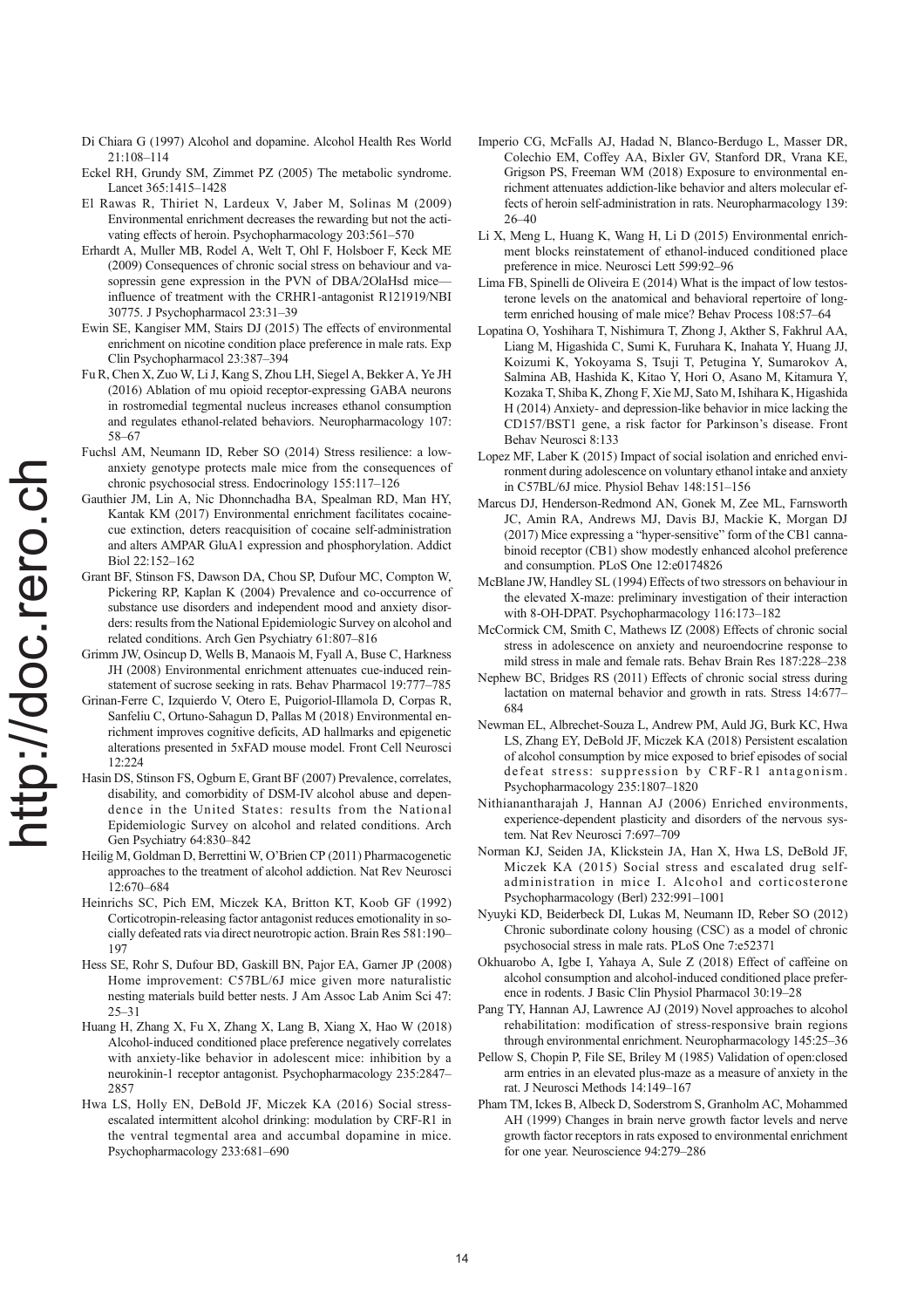Di Chiara G (1997) Alcohol and dopamine. Alcohol Health Res World 21:108–114

Eckel RH, Grundy SM, Zimmet PZ (2005) The metabolic syndrome. Lancet 365:1415–1428

El Rawas R, Thiriet N, Lardeux V, Jaber M, Solinas M (2009) Environmental enrichment decreases the rewarding but not the activating effects of heroin. Psychopharmacology 203:561–570

Erhardt A, Muller MB, Rodel A, Welt T, Ohl F, Holsboer F, Keck ME (2009) Consequences of chronic social stress on behaviour and vasopressin gene expression in the PVN of DBA/2OlaHsd mice—influence of treatment with the CRHR1-antagonist R121919/NBI 30775. J Psychopharmacol 23:31–39

Ewin SE, Kangiser MM, Stairs DJ (2015) The effects of environmental enrichment on nicotine condition place preference in male rats. Exp Clin Psychopharmacol 23:387–394

Fu R, Chen X, Zuo W, Li J, Kang S, Zhou LH, Siegel A, Bekker A, Ye JH (2016) Ablation of mu opioid receptor-expressing GABA neurons in rostromedial tegmental nucleus increases ethanol consumption and regulates ethanol-related behaviors. Neuropharmacology 107: 58–67

Fuchsl AM, Neumann ID, Reber SO (2014) Stress resilience: a low-anxiety genotype protects male mice from the consequences of chronic psychosocial stress. Endocrinology 155:117–126

Gauthier JM, Lin A, Nic Dhonnchadha BA, Spealman RD, Man HY, Kantak KM (2017) Environmental enrichment facilitates cocaine-cue extinction, deters reacquisition of cocaine self-administration and alters AMPAR GluA1 expression and phosphorylation. Addict Biol 22:152–162

Grant BF, Stinson FS, Dawson DA, Chou SP, Dufour MC, Compton W, Pickering RP, Kaplan K (2004) Prevalence and co-occurrence of substance use disorders and independent mood and anxiety disorders: results from the National Epidemiologic Survey on alcohol and related conditions. Arch Gen Psychiatry 61:807–816

Grimm JW, Osincup D, Wells B, Manaois M, Fyall A, Buse C, Harkness JH (2008) Environmental enrichment attenuates cue-induced reinstatement of sucrose seeking in rats. Behav Pharmacol 19:777–785

Grinan-Ferre C, Izquierdo V, Otero E, Puigoriol-Illamola D, Corpas R, Sanfeliu C, Ortuno-Sahagun D, Pallas M (2018) Environmental enrichment improves cognitive deficits, AD hallmarks and epigenetic alterations presented in 5xFAD mouse model. Front Cell Neurosci 12:224

Hasin DS, Stinson FS, Ogburn E, Grant BF (2007) Prevalence, correlates, disability, and comorbidity of DSM-IV alcohol abuse and dependence in the United States: results from the National Epidemiologic Survey on alcohol and related conditions. Arch Gen Psychiatry 64:830–842

Heilig M, Goldman D, Berrettini W, O'Brien CP (2011) Pharmacogenetic approaches to the treatment of alcohol addiction. Nat Rev Neurosci 12:670–684

Heinrichs SC, Pich EM, Miczek KA, Britton KT, Koob GF (1992) Corticotropin-releasing factor antagonist reduces emotionality in socially defeated rats via direct neurotropic action. Brain Res 581:190–197

Hess SE, Rohr S, Dufour BD, Gaskill BN, Pajor EA, Garner JP (2008) Home improvement: C57BL/6J mice given more naturalistic nesting materials build better nests. J Am Assoc Lab Anim Sci 47: 25–31

Huang H, Zhang X, Fu X, Zhang X, Lang B, Xiang X, Hao W (2018) Alcohol-induced conditioned place preference negatively correlates with anxiety-like behavior in adolescent mice: inhibition by a neurokinin-1 receptor antagonist. Psychopharmacology 235:2847–2857

Hwa LS, Holly EN, DeBold JF, Miczek KA (2016) Social stress-escalated intermittent alcohol drinking: modulation by CRF-R1 in the ventral tegmental area and accumbal dopamine in mice. Psychopharmacology 233:681–690

Imperio CG, McFalls AJ, Hadad N, Blanco-Berdugo L, Masser DR, Colechio EM, Coffey AA, Bixler GV, Stanford DR, Vrana KE, Grigson PS, Freeman WM (2018) Exposure to environmental enrichment attenuates addiction-like behavior and alters molecular effects of heroin self-administration in rats. Neuropharmacology 139: 26–40

Li X, Meng L, Huang K, Wang H, Li D (2015) Environmental enrichment blocks reinstatement of ethanol-induced conditioned place preference in mice. Neurosci Lett 599:92–96

Lima FB, Spinelli de Oliveira E (2014) What is the impact of low testosterone levels on the anatomical and behavioral repertoire of long-term enriched housing of male mice? Behav Process 108:57–64

Lopatina O, Yoshihara T, Nishimura T, Zhong J, Akther S, Fakhrul AA, Liang M, Higashida C, Sumi K, Furuhara K, Inahata Y, Huang JJ, Koizumi K, Yokoyama S, Tsuji T, Petugina Y, Sumarokov A, Salmina AB, Hashida K, Kitao Y, Hori O, Asano M, Kitamura Y, Kozaka T, Shiba K, Zhong F, Xie MJ, Sato M, Ishihara K, Higashida H (2014) Anxiety- and depression-like behavior in mice lacking the CD157/BST1 gene, a risk factor for Parkinson's disease. Front Behav Neurosci 8:133

Lopez MF, Laber K (2015) Impact of social isolation and enriched environment during adolescence on voluntary ethanol intake and anxiety in C57BL/6J mice. Physiol Behav 148:151–156

Marcus DJ, Henderson-Redmond AN, Gonek M, Zee ML, Farnsworth JC, Amin RA, Andrews MJ, Davis BJ, Mackie K, Morgan DJ (2017) Mice expressing a "hyper-sensitive" form of the CB1 cannabinoid receptor (CB1) show modestly enhanced alcohol preference and consumption. PLoS One 12:e0174826

McBlane JW, Handley SL (1994) Effects of two stressors on behaviour in the elevated X-maze: preliminary investigation of their interaction with 8-OH-DPAT. Psychopharmacology 116:173–182

McCormick CM, Smith C, Mathews IZ (2008) Effects of chronic social stress in adolescence on anxiety and neuroendocrine response to mild stress in male and female rats. Behav Brain Res 187:228–238

Nephew BC, Bridges RS (2011) Effects of chronic social stress during lactation on maternal behavior and growth in rats. Stress 14:677–684

Newman EL, Albrechet-Souza L, Andrew PM, Auld JG, Burk KC, Hwa LS, Zhang EY, DeBold JF, Miczek KA (2018) Persistent escalation of alcohol consumption by mice exposed to brief episodes of social defeat stress: suppression by CRF-R1 antagonism. Psychopharmacology 235:1807–1820

Nithianantharajah J, Hannan AJ (2006) Enriched environments, experience-dependent plasticity and disorders of the nervous system. Nat Rev Neurosci 7:697–709

Norman KJ, Seiden JA, Klickstein JA, Han X, Hwa LS, DeBold JF, Miczek KA (2015) Social stress and escalated drug self-administration in mice I. Alcohol and corticosterone Psychopharmacology (Berl) 232:991–1001

Nyuyki KD, Beiderbeck DI, Lukas M, Neumann ID, Reber SO (2012) Chronic subordinate colony housing (CSC) as a model of chronic psychosocial stress in male rats. PLoS One 7:e52371

Okhuarobo A, Igbe I, Yahaya A, Sule Z (2018) Effect of caffeine on alcohol consumption and alcohol-induced conditioned place preference in rodents. J Basic Clin Physiol Pharmacol 30:19–28

Pang TY, Hannan AJ, Lawrence AJ (2019) Novel approaches to alcohol rehabilitation: modification of stress-responsive brain regions through environmental enrichment. Neuropharmacology 145:25–36

Pellow S, Chopin P, File SE, Briley M (1985) Validation of open:closed arm entries in an elevated plus-maze as a measure of anxiety in the rat. J Neurosci Methods 14:149–167

Pham TM, Ickes B, Albeck D, Soderstrom S, Granholm AC, Mohammed AH (1999) Changes in brain nerve growth factor levels and nerve growth factor receptors in rats exposed to environmental enrichment for one year. Neuroscience 94:279–286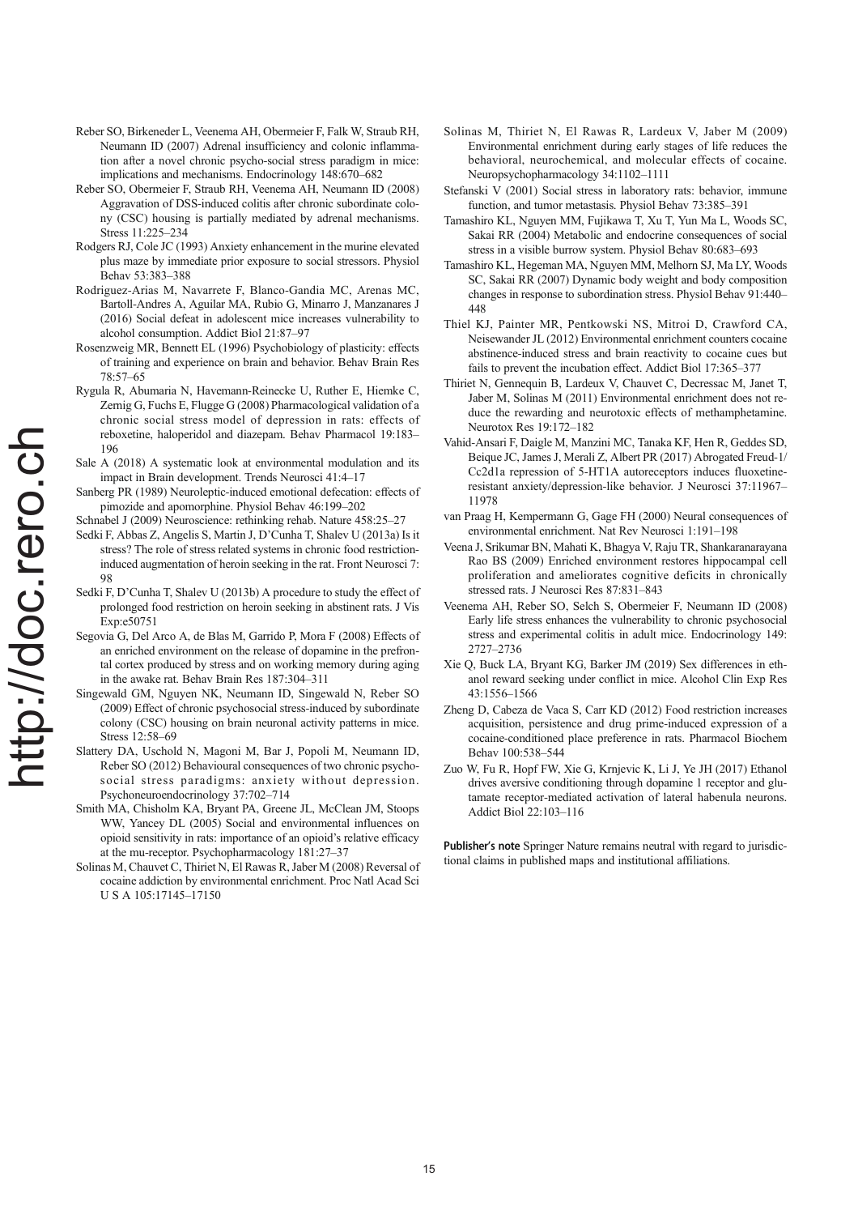Reber SO, Birkeneder L, Veenema AH, Obermeier F, Falk W, Straub RH, Neumann ID (2007) Adrenal insufficiency and colonic inflammation after a novel chronic psycho-social stress paradigm in mice: implications and mechanisms. Endocrinology 148:670–682

Reber SO, Obermeier F, Straub RH, Veenema AH, Neumann ID (2008) Aggravation of DSS-induced colitis after chronic subordinate colony (CSC) housing is partially mediated by adrenal mechanisms. Stress 11:225–234

Rodgers RJ, Cole JC (1993) Anxiety enhancement in the murine elevated plus maze by immediate prior exposure to social stressors. Physiol Behav 53:383–388

Rodriguez-Arias M, Navarrete F, Blanco-Gandia MC, Arenas MC, Bartoll-Andres A, Aguilar MA, Rubio G, Minarro J, Manzanares J (2016) Social defeat in adolescent mice increases vulnerability to alcohol consumption. Addict Biol 21:87–97

Rosenzweig MR, Bennett EL (1996) Psychobiology of plasticity: effects of training and experience on brain and behavior. Behav Brain Res 78:57–65

Rygula R, Abumaria N, Havemann-Reinecke U, Ruther E, Hiemke C, Zernig G, Fuchs E, Flugge G (2008) Pharmacological validation of a chronic social stress model of depression in rats: effects of reboxetine, haloperidol and diazepam. Behav Pharmacol 19:183–196

Sale A (2018) A systematic look at environmental modulation and its impact in Brain development. Trends Neurosci 41:4–17

Sanberg PR (1989) Neuroleptic-induced emotional defecation: effects of pimozide and apomorphine. Physiol Behav 46:199–202

Schnabel J (2009) Neuroscience: rethinking rehab. Nature 458:25–27

Sedki F, Abbas Z, Angelis S, Martin J, D'Cunha T, Shalev U (2013a) Is it stress? The role of stress related systems in chronic food restriction-induced augmentation of heroin seeking in the rat. Front Neurosci 7:98

Sedki F, D'Cunha T, Shalev U (2013b) A procedure to study the effect of prolonged food restriction on heroin seeking in abstinent rats. J Vis Exp:e50751

Segovia G, Del Arco A, de Blas M, Garrido P, Mora F (2008) Effects of an enriched environment on the release of dopamine in the prefrontal cortex produced by stress and on working memory during aging in the awake rat. Behav Brain Res 187:304–311

Singewald GM, Nguyen NK, Neumann ID, Singewald N, Reber SO (2009) Effect of chronic psychosocial stress-induced by subordinate colony (CSC) housing on brain neuronal activity patterns in mice. Stress 12:58–69

Slattery DA, Uschold N, Magoni M, Bar J, Popoli M, Neumann ID, Reber SO (2012) Behavioural consequences of two chronic psychosocial stress paradigms: anxiety without depression. Psychoneuroendocrinology 37:702–714

Smith MA, Chisholm KA, Bryant PA, Greene JL, McClean JM, Stoops WW, Yancey DL (2005) Social and environmental influences on opioid sensitivity in rats: importance of an opioid's relative efficacy at the mu-receptor. Psychopharmacology 181:27–37

Solinas M, Chauvet C, Thiriet N, El Rawas R, Jaber M (2008) Reversal of cocaine addiction by environmental enrichment. Proc Natl Acad Sci U S A 105:17145–17150

Solinas M, Thiriet N, El Rawas R, Lardeux V, Jaber M (2009) Environmental enrichment during early stages of life reduces the behavioral, neurochemical, and molecular effects of cocaine. Neuropsychopharmacology 34:1102–1111

Stefanski V (2001) Social stress in laboratory rats: behavior, immune function, and tumor metastasis. Physiol Behav 73:385–391

Tamashiro KL, Nguyen MM, Fujikawa T, Xu T, Yun Ma L, Woods SC, Sakai RR (2004) Metabolic and endocrine consequences of social stress in a visible burrow system. Physiol Behav 80:683–693

Tamashiro KL, Hegeman MA, Nguyen MM, Melhorn SJ, Ma LY, Woods SC, Sakai RR (2007) Dynamic body weight and body composition changes in response to subordination stress. Physiol Behav 91:440–448

Thiel KJ, Painter MR, Pentkowski NS, Mitroi D, Crawford CA, Neisewander JL (2012) Environmental enrichment counters cocaine abstinence-induced stress and brain reactivity to cocaine cues but fails to prevent the incubation effect. Addict Biol 17:365–377

Thiriet N, Gennequin B, Lardeux V, Chauvet C, Decressac M, Janet T, Jaber M, Solinas M (2011) Environmental enrichment does not reduce the rewarding and neurotoxic effects of methamphetamine. Neurotox Res 19:172–182

Vahid-Ansari F, Daigle M, Manzini MC, Tanaka KF, Hen R, Geddes SD, Beique JC, James J, Merali Z, Albert PR (2017) Abrogated Freud-1/Cc2d1a repression of 5-HT1A autoreceptors induces fluoxetine-resistant anxiety/depression-like behavior. J Neurosci 37:11967–11978

van Praag H, Kempermann G, Gage FH (2000) Neural consequences of environmental enrichment. Nat Rev Neurosci 1:191–198

Veena J, Srikumar BN, Mahati K, Bhagya V, Raju TR, Shankaranarayana Rao BS (2009) Enriched environment restores hippocampal cell proliferation and ameliorates cognitive deficits in chronically stressed rats. J Neurosci Res 87:831–843

Veenema AH, Reber SO, Selch S, Obermeier F, Neumann ID (2008) Early life stress enhances the vulnerability to chronic psychosocial stress and experimental colitis in adult mice. Endocrinology 149:2727–2736

Xie Q, Buck LA, Bryant KG, Barker JM (2019) Sex differences in ethanol reward seeking under conflict in mice. Alcohol Clin Exp Res 43:1556–1566

Zheng D, Cabeza de Vaca S, Carr KD (2012) Food restriction increases acquisition, persistence and drug prime-induced expression of a cocaine-conditioned place preference in rats. Pharmacol Biochem Behav 100:538–544

Zuo W, Fu R, Hopf FW, Xie G, Krnjevic K, Li J, Ye JH (2017) Ethanol drives aversive conditioning through dopamine 1 receptor and glutamate receptor-mediated activation of lateral habenula neurons. Addict Biol 22:103–116

**Publisher's note** Springer Nature remains neutral with regard to jurisdictional claims in published maps and institutional affiliations.